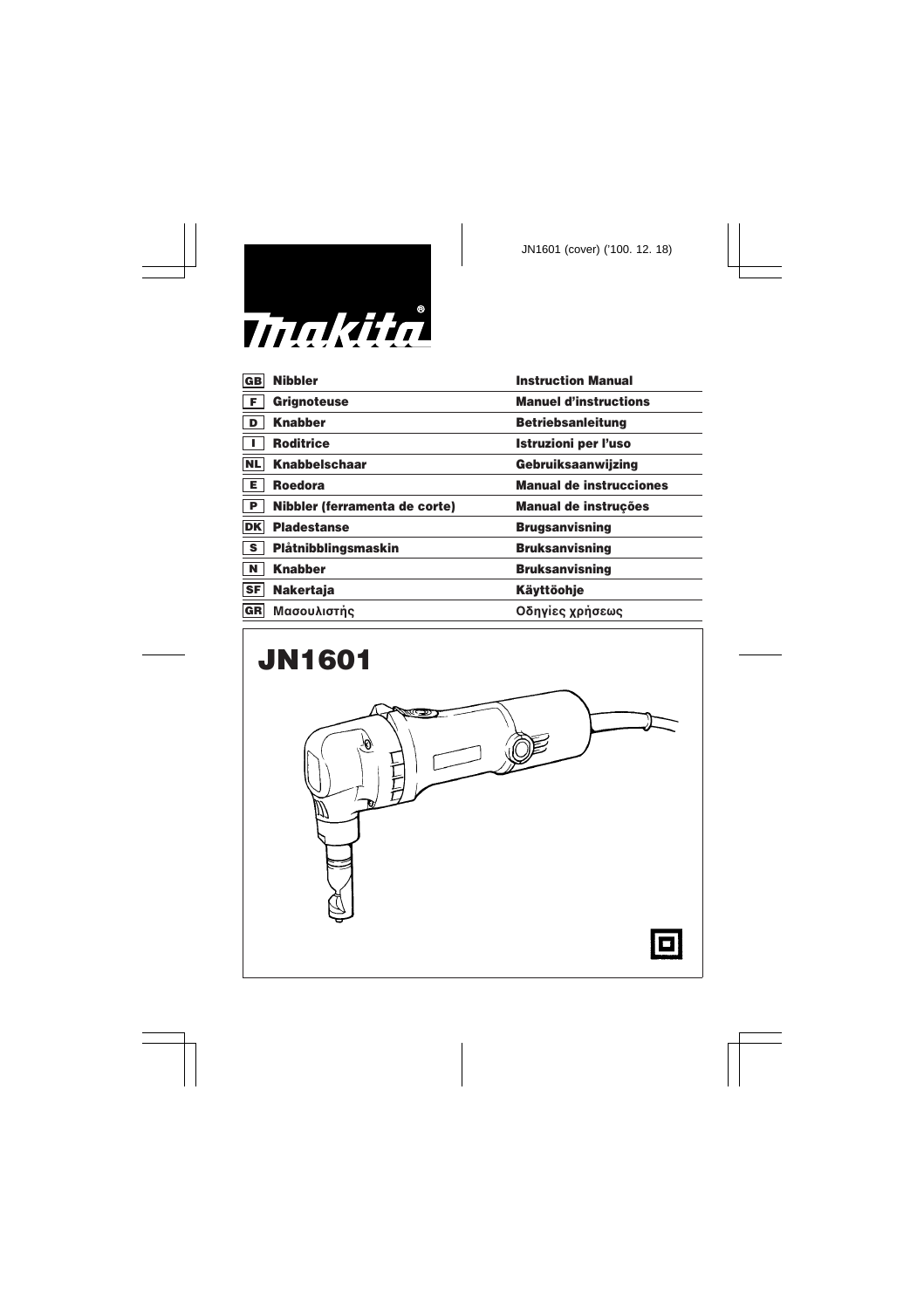JN1601 (cover) ('100. 12. 18)

makita®

| | | |
|---|---|---|
| GB | **Nibbler** | **Instruction Manual** |
| F | **Grignoteuse** | **Manuel d'instructions** |
| D | **Knabber** | **Betriebsanleitung** |
| I | **Roditrice** | **Istruzioni per l'uso** |
| NL | **Knabbelschaar** | **Gebruiksaanwijzing** |
| E | **Roedora** | **Manual de instrucciones** |
| P | **Nibbler (ferramenta de corte)** | **Manual de instruções** |
| DK | **Pladestanse** | **Brugsanvisning** |
| S | **Plåtnibblingsmaskin** | **Bruksanvisning** |
| N | **Knabber** | **Bruksanvisning** |
| SF | **Nakertaja** | **Käyttöohje** |
| GR | **Μασουλιστής** | **Οδηγίες χρήσεως** |

# JN1601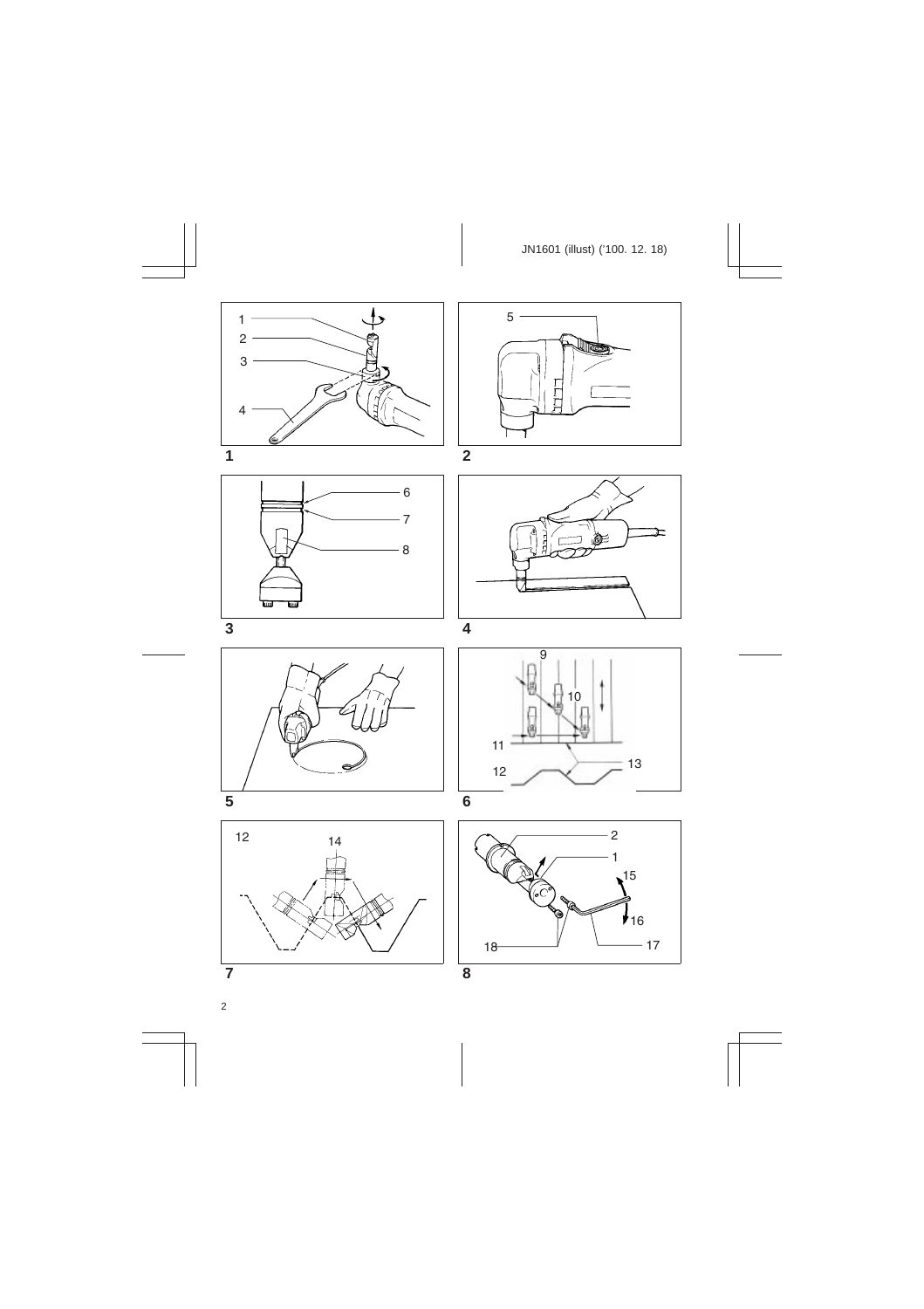JN1601 (illust) ('100. 12. 18)

1 2 3 4

1

5

2

6 7 8

3

4

5

9 10 11 12 13

6

12 14

7

2 1 15 16 17 18

8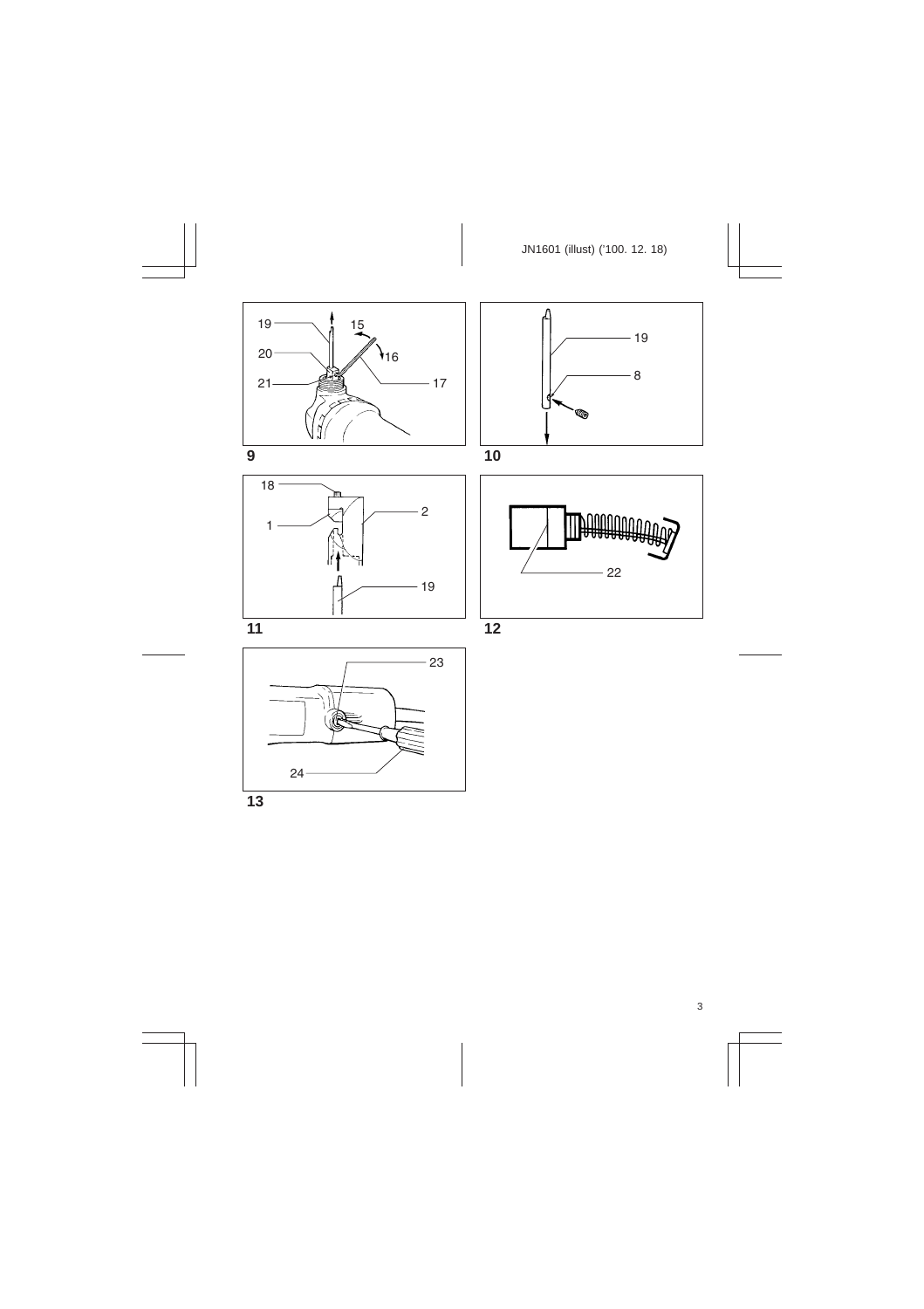19
15
20
16
21
17

9

19
8

10

18
1
2
19

11

22

12

23
24

13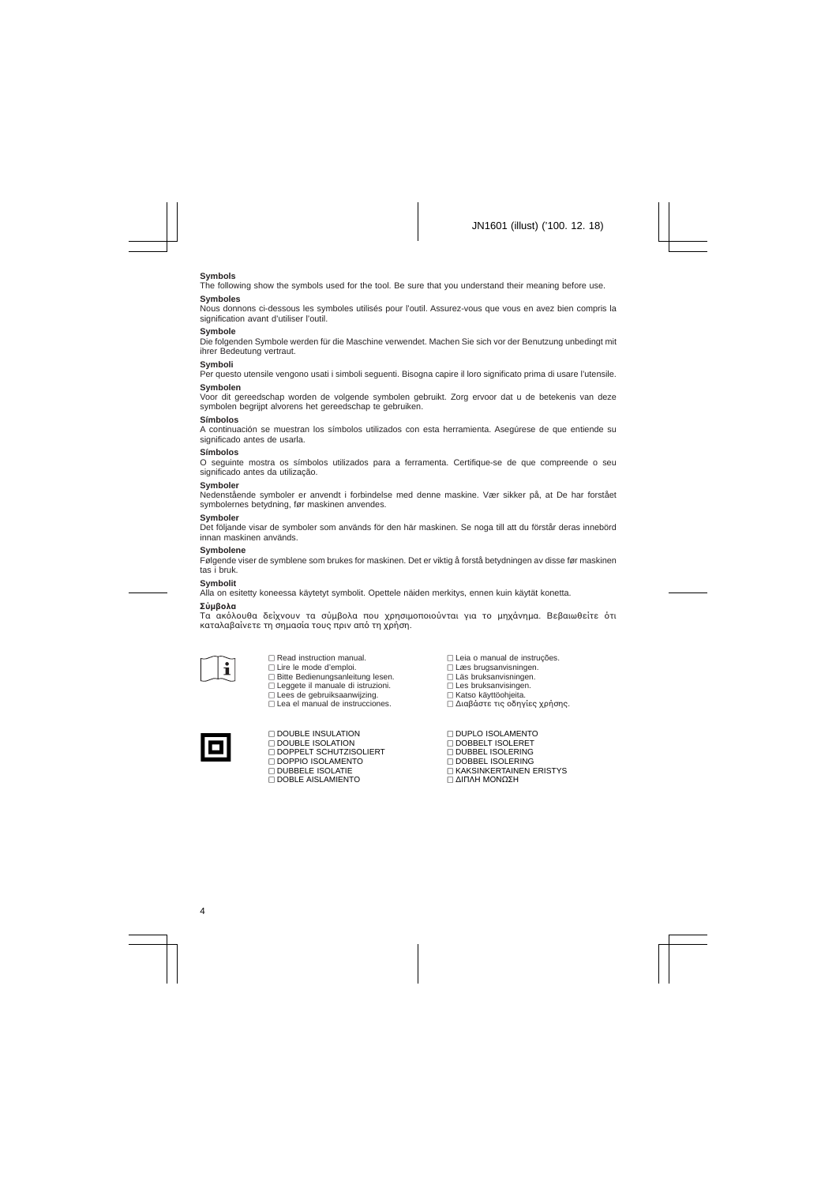**Symbols**

The following show the symbols used for the tool. Be sure that you understand their meaning before use.

**Symboles**

Nous donnons ci-dessous les symboles utilisés pour l'outil. Assurez-vous que vous en avez bien compris la signification avant d'utiliser l'outil.

**Symbole**

Die folgenden Symbole werden für die Maschine verwendet. Machen Sie sich vor der Benutzung unbedingt mit ihrer Bedeutung vertraut.

**Symboli**

Per questo utensile vengono usati i simboli seguenti. Bisogna capire il loro significato prima di usare l'utensile.

**Symbolen**

Voor dit gereedschap worden de volgende symbolen gebruikt. Zorg ervoor dat u de betekenis van deze symbolen begrijpt alvorens het gereedschap te gebruiken.

**Símbolos**

A continuación se muestran los símbolos utilizados con esta herramienta. Asegúrese de que entiende su significado antes de usarla.

**Símbolos**

O seguinte mostra os símbolos utilizados para a ferramenta. Certifique-se de que compreende o seu significado antes da utilização.

**Symboler**

Nedenstående symboler er anvendt i forbindelse med denne maskine. Vær sikker på, at De har forstået symbolernes betydning, før maskinen anvendes.

**Symboler**

Det följande visar de symboler som används för den här maskinen. Se noga till att du förstår deras innebörd innan maskinen används.

**Symbolene**

Følgende viser de symblene som brukes for maskinen. Det er viktig å forstå betydningen av disse før maskinen tas i bruk.

**Symbolit**

Alla on esitetty koneessa käytetyt symbolit. Opettele näiden merkitys, ennen kuin käytät konetta.

**Σύμβολα**

Τα ακόλουθα δείχνουν τα σύμβολα που χρησιμοποιούνται για το μηχάνημα. Βεβαιωθείτε ότι καταλαβαίνετε τη σημασία τους πριν από τη χρήση.

- Read instruction manual.
- Lire le mode d'emploi.
- Bitte Bedienungsanleitung lesen.
- Leggete il manuale di istruzioni.
- Lees de gebruiksaanwijzing.
- Lea el manual de instrucciones.
- Leia o manual de instruções.
- Læs brugsanvisningen.
- Läs bruksanvisningen.
- Les bruksanvisingen.
- Katso käyttöohjeita.
- Διαβάστε τις οδηγίες χρήσης.

- DOUBLE INSULATION
- DOUBLE ISOLATION
- DOPPELT SCHUTZISOLIERT
- DOPPIO ISOLAMENTO
- DUBBELE ISOLATIE
- DOBLE AISLAMIENTO
- DUPLO ISOLAMENTO
- DOBBELT ISOLERET
- DUBBEL ISOLERING
- DOBBEL ISOLERING
- KAKSINKERTAINEN ERISTYS
- ΔΙΠΛΗ ΜΟΝΩΣΗ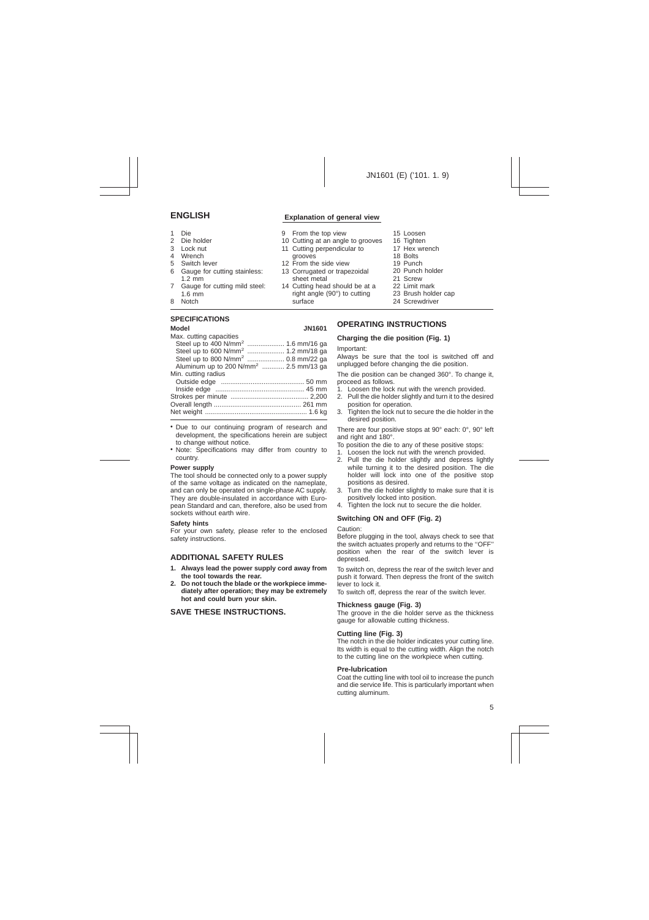## ENGLISH

### Explanation of general view

1. Die
2. Die holder
3. Lock nut
4. Wrench
5. Switch lever
6. Gauge for cutting stainless: 1.2 mm
7. Gauge for cutting mild steel: 1.6 mm
8. Notch
9. From the top view
10. Cutting at an angle to grooves
11. Cutting perpendicular to grooves
12. From the side view
13. Corrugated or trapezoidal sheet metal
14. Cutting head should be at a right angle (90°) to cutting surface
15. Loosen
16. Tighten
17. Hex wrench
18. Bolts
19. Punch
20. Punch holder
21. Screw
22. Limit mark
23. Brush holder cap
24. Screwdriver

### SPECIFICATIONS

| Model | JN1601 |
|---|---|
| Max. cutting capacities | |
| Steel up to 400 N/mm² | 1.6 mm/16 ga |
| Steel up to 600 N/mm² | 1.2 mm/18 ga |
| Steel up to 800 N/mm² | 0.8 mm/22 ga |
| Aluminum up to 200 N/mm² | 2.5 mm/13 ga |
| Min. cutting radius | |
| Outside edge | 50 mm |
| Inside edge | 45 mm |
| Strokes per minute | 2,200 |
| Overall length | 261 mm |
| Net weight | 1.6 kg |

- Due to our continuing program of research and development, the specifications herein are subject to change without notice.
- Note: Specifications may differ from country to country.

**Power supply**

The tool should be connected only to a power supply of the same voltage as indicated on the nameplate, and can only be operated on single-phase AC supply. They are double-insulated in accordance with European Standard and can, therefore, also be used from sockets without earth wire.

**Safety hints**

For your own safety, please refer to the enclosed safety instructions.

### ADDITIONAL SAFETY RULES

1. **Always lead the power supply cord away from the tool towards the rear.**
2. **Do not touch the blade or the workpiece immediately after operation; they may be extremely hot and could burn your skin.**

### SAVE THESE INSTRUCTIONS.

### OPERATING INSTRUCTIONS

**Charging the die position (Fig. 1)**

Important:

Always be sure that the tool is switched off and unplugged before changing the die position.

The die position can be changed 360°. To change it, proceed as follows.

1. Loosen the lock nut with the wrench provided.
2. Pull the die holder slightly and turn it to the desired position for operation.
3. Tighten the lock nut to secure the die holder in the desired position.

There are four positive stops at 90° each: 0°, 90° left and right and 180°.

To position the die to any of these positive stops:

1. Loosen the lock nut with the wrench provided.
2. Pull the die holder slightly and depress lightly while turning it to the desired position. The die holder will lock into one of the positive stop positions as desired.
3. Turn the die holder slightly to make sure that it is positively locked into position.
4. Tighten the lock nut to secure the die holder.

**Switching ON and OFF (Fig. 2)**

Caution:

Before plugging in the tool, always check to see that the switch actuates properly and returns to the "OFF" position when the rear of the switch lever is depressed.

To switch on, depress the rear of the switch lever and push it forward. Then depress the front of the switch lever to lock it.

To switch off, depress the rear of the switch lever.

**Thickness gauge (Fig. 3)**

The groove in the die holder serve as the thickness gauge for allowable cutting thickness.

**Cutting line (Fig. 3)**

The notch in the die holder indicates your cutting line. Its width is equal to the cutting width. Align the notch to the cutting line on the workpiece when cutting.

**Pre-lubrication**

Coat the cutting line with tool oil to increase the punch and die service life. This is particularly important when cutting aluminum.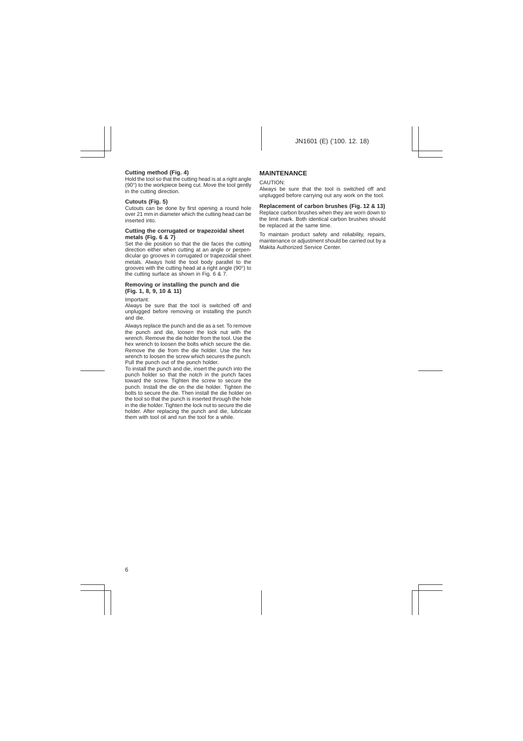### Cutting method (Fig. 4)

Hold the tool so that the cutting head is at a right angle (90°) to the workpiece being cut. Move the tool gently in the cutting direction.

### Cutouts (Fig. 5)

Cutouts can be done by first opening a round hole over 21 mm in diameter which the cutting head can be inserted into.

### Cutting the corrugated or trapezoidal sheet metals (Fig. 6 & 7)

Set the die position so that the die faces the cutting direction either when cutting at an angle or perpendicular go grooves in corrugated or trapezoidal sheet metals. Always hold the tool body parallel to the grooves with the cutting head at a right angle (90°) to the cutting surface as shown in Fig. 6 & 7.

### Removing or installing the punch and die (Fig. 1, 8, 9, 10 & 11)

Important:

Always be sure that the tool is switched off and unplugged before removing or installing the punch and die.

Always replace the punch and die as a set. To remove the punch and die, loosen the lock nut with the wrench. Remove the die holder from the tool. Use the hex wrench to loosen the bolts which secure the die. Remove the die from the die holder. Use the hex wrench to loosen the screw which secures the punch. Pull the punch out of the punch holder.

To install the punch and die, insert the punch into the punch holder so that the notch in the punch faces toward the screw. Tighten the screw to secure the punch. Install the die on the die holder. Tighten the bolts to secure the die. Then install the die holder on the tool so that the punch is inserted through the hole in the die holder. Tighten the lock nut to secure the die holder. After replacing the punch and die, lubricate them with tool oil and run the tool for a while.

## MAINTENANCE

CAUTION:

Always be sure that the tool is switched off and unplugged before carrying out any work on the tool.

### Replacement of carbon brushes (Fig. 12 & 13)

Replace carbon brushes when they are worn down to the limit mark. Both identical carbon brushes should be replaced at the same time.

To maintain product safety and reliability, repairs, maintenance or adjustment should be carried out by a Makita Authorized Service Center.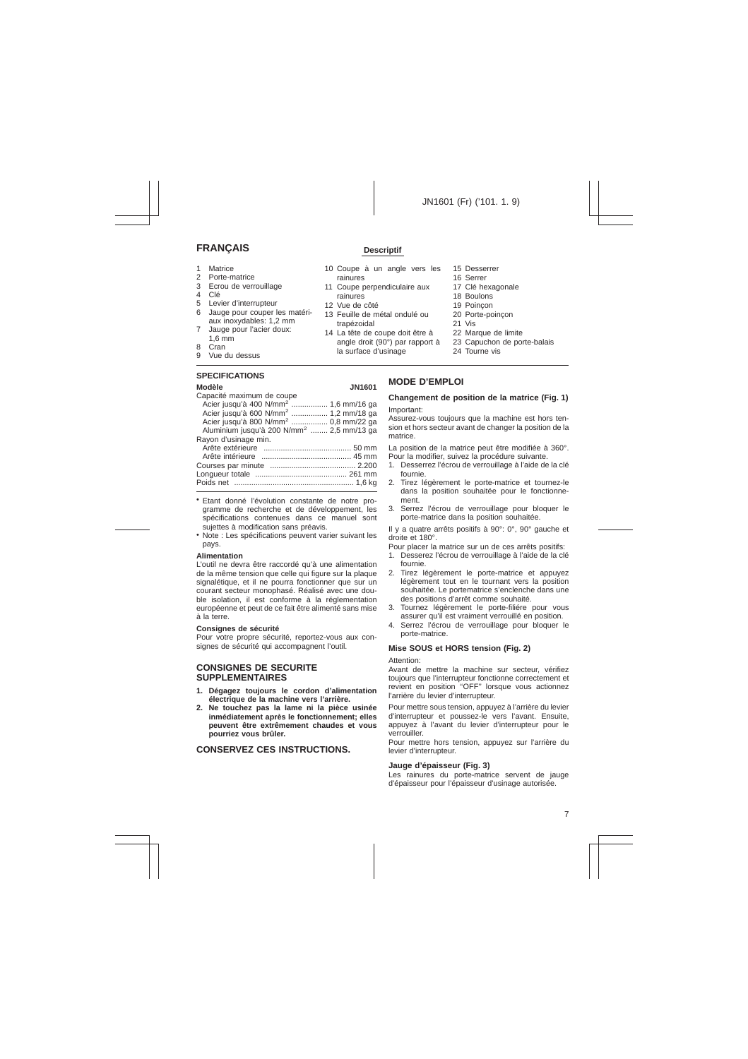# FRANÇAIS

## Descriptif

1 Matrice
2 Porte-matrice
3 Ecrou de verrouillage
4 Clé
5 Levier d'interrupteur
6 Jauge pour couper les matériaux inoxydables: 1,2 mm
7 Jauge pour l'acier doux: 1,6 mm
8 Cran
9 Vue du dessus
10 Coupe à un angle vers les rainures
11 Coupe perpendiculaire aux rainures
12 Vue de côté
13 Feuille de métal ondulé ou trapézoidal
14 La tête de coupe doit être à angle droit (90°) par rapport à la surface d'usinage
15 Desserrer
16 Serrer
17 Clé hexagonale
18 Boulons
19 Poinçon
20 Porte-poinçon
21 Vis
22 Marque de limite
23 Capuchon de porte-balais
24 Tourne vis

## SPECIFICATIONS

| Modèle | JN1601 |
|---|---|
| Capacité maximum de coupe | |
| Acier jusqu'à 400 N/mm² | 1,6 mm/16 ga |
| Acier jusqu'à 600 N/mm² | 1,2 mm/18 ga |
| Acier jusqu'à 800 N/mm² | 0,8 mm/22 ga |
| Aluminium jusqu'à 200 N/mm² | 2,5 mm/13 ga |
| Rayon d'usinage min. | |
| Arête extérieure | 50 mm |
| Arête intérieure | 45 mm |
| Courses par minute | 2.200 |
| Longueur totale | 261 mm |
| Poids net | 1,6 kg |

- Etant donné l'évolution constante de notre programme de recherche et de développement, les spécifications contenues dans ce manuel sont sujettes à modification sans préavis.
- Note : Les spécifications peuvent varier suivant les pays.

**Alimentation**

L'outil ne devra être raccordé qu'à une alimentation de la même tension que celle qui figure sur la plaque signalétique, et il ne pourra fonctionner que sur un courant secteur monophasé. Réalisé avec une double isolation, il est conforme à la réglementation européenne et peut de ce fait être alimenté sans mise à la terre.

**Consignes de sécurité**

Pour votre propre sécurité, reportez-vous aux consignes de sécurité qui accompagnent l'outil.

## CONSIGNES DE SECURITE SUPPLEMENTAIRES

1. **Dégagez toujours le cordon d'alimentation électrique de la machine vers l'arrière.**
2. **Ne touchez pas la lame ni la pièce usinée inmédiatement après le fonctionnement; elles peuvent être extrêmement chaudes et vous pourriez vous brûler.**

## CONSERVEZ CES INSTRUCTIONS.

## MODE D'EMPLOI

### Changement de position de la matrice (Fig. 1)

Important:

Assurez-vous toujours que la machine est hors tension et hors secteur avant de changer la position de la matrice.

La position de la matrice peut être modifiée à 360°. Pour la modifier, suivez la procédure suivante.

1. Desserrez l'écrou de verrouillage à l'aide de la clé fournie.
2. Tirez légèrement le porte-matrice et tournez-le dans la position souhaitée pour le fonctionnement.
3. Serrez l'écrou de verrouillage pour bloquer le porte-matrice dans la position souhaitée.

Il y a quatre arrêts positifs à 90°: 0°, 90° gauche et droite et 180°.

Pour placer la matrice sur un de ces arrêts positifs:

1. Desserez l'écrou de verrouillage à l'aide de la clé fournie.
2. Tirez légèrement le porte-matrice et appuyez légèrement tout en le tournant vers la position souhaitée. Le portematrice s'enclenche dans une des positions d'arrêt comme souhaité.
3. Tournez légèrement le porte-filière pour vous assurer qu'il est vraiment verrouillé en position.
4. Serrez l'écrou de verrouillage pour bloquer le porte-matrice.

### Mise SOUS et HORS tension (Fig. 2)

Attention:

Avant de mettre la machine sur secteur, vérifiez toujours que l'interrupteur fonctionne correctement et revient en position "OFF" lorsque vous actionnez l'arrière du levier d'interrupteur.

Pour mettre sous tension, appuyez à l'arrière du levier d'interrupteur et poussez-le vers l'avant. Ensuite, appuyez à l'avant du levier d'interrupteur pour le verrouiller.

Pour mettre hors tension, appuyez sur l'arrière du levier d'interrupteur.

### Jauge d'épaisseur (Fig. 3)

Les rainures du porte-matrice servent de jauge d'épaisseur pour l'épaisseur d'usinage autorisée.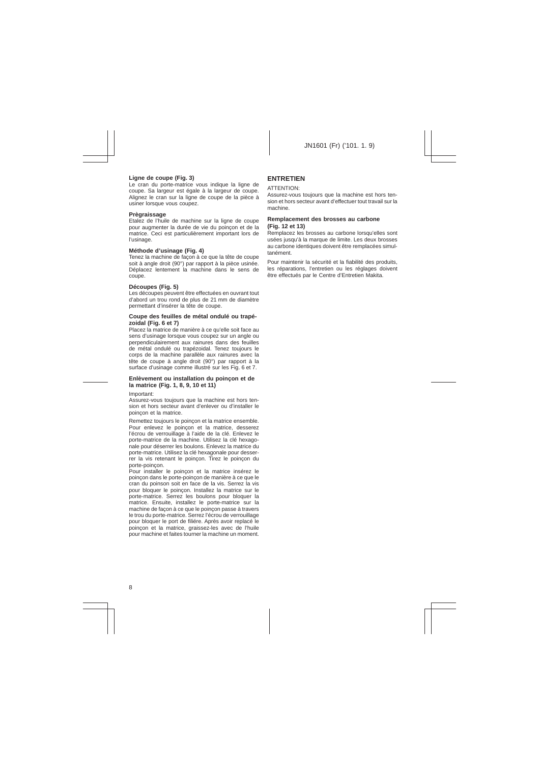### Ligne de coupe (Fig. 3)

Le cran du porte-matrice vous indique la ligne de coupe. Sa largeur est égale à la largeur de coupe. Alignez le cran sur la ligne de coupe de la pièce à usiner lorsque vous coupez.

### Prègraissage

Etalez de l'huile de machine sur la ligne de coupe pour augmenter la durée de vie du poinçon et de la matrice. Ceci est particulièrement important lors de l'usinage.

### Méthode d'usinage (Fig. 4)

Tenez la machine de façon à ce que la tête de coupe soit à angle droit (90°) par rapport à la pièce usinée. Déplacez lentement la machine dans le sens de coupe.

### Découpes (Fig. 5)

Les découpes peuvent être effectuées en ouvrant tout d'abord un trou rond de plus de 21 mm de diamètre permettant d'insérer la tête de coupe.

### Coupe des feuilles de métal ondulé ou trapézoidal (Fig. 6 et 7)

Placez la matrice de manière à ce qu'elle soit face au sens d'usinage lorsque vous coupez sur un angle ou perpendiculairement aux rainures dans des feuilles de métal ondulé ou trapézoidal. Tenez toujours le corps de la machine parallèle aux rainures avec la tête de coupe à angle droit (90°) par rapport à la surface d'usinage comme illustré sur les Fig. 6 et 7.

### Enlèvement ou installation du poinçon et de la matrice (Fig. 1, 8, 9, 10 et 11)

Important:

Assurez-vous toujours que la machine est hors tension et hors secteur avant d'enlever ou d'installer le poinçon et la matrice.

Remettez toujours le poinçon et la matrice ensemble. Pour enlevez le poinçon et la matrice, desserez l'écrou de verrouillage à l'aide de la clé. Enlevez le porte-matrice de la machine. Utilisez la clé hexagonale pour déserrer les boulons. Enlevez la matrice du porte-matrice. Utilisez la clé hexagonale pour desserrer la vis retenant le poinçon. Tirez le poinçon du porte-poinçon.

Pour installer le poinçon et la matrice insérez le poinçon dans le porte-poinçon de manière à ce que le cran du poinson soit en face de la vis. Serrez la vis pour bloquer le poinçon. Installez la matrice sur le porte-matrice. Serrez les boulons pour bloquer la matrice. Ensuite, installez le porte-matrice sur la machine de façon à ce que le poinçon passe à travers le trou du porte-matrice. Serrez l'écrou de verrouillage pour bloquer le port de filiére. Après avoir replacé le poinçon et la matrice, graissez-les avec de l'huile pour machine et faites tourner la machine un moment.

## ENTRETIEN

ATTENTION:

Assurez-vous toujours que la machine est hors tension et hors secteur avant d'effectuer tout travail sur la machine.

### Remplacement des brosses au carbone (Fig. 12 et 13)

Remplacez les brosses au carbone lorsqu'elles sont usées jusqu'à la marque de limite. Les deux brosses au carbone identiques doivent être remplacées simultanément.

Pour maintenir la sécurité et la fiabilité des produits, les réparations, l'entretien ou les réglages doivent être effectués par le Centre d'Entretien Makita.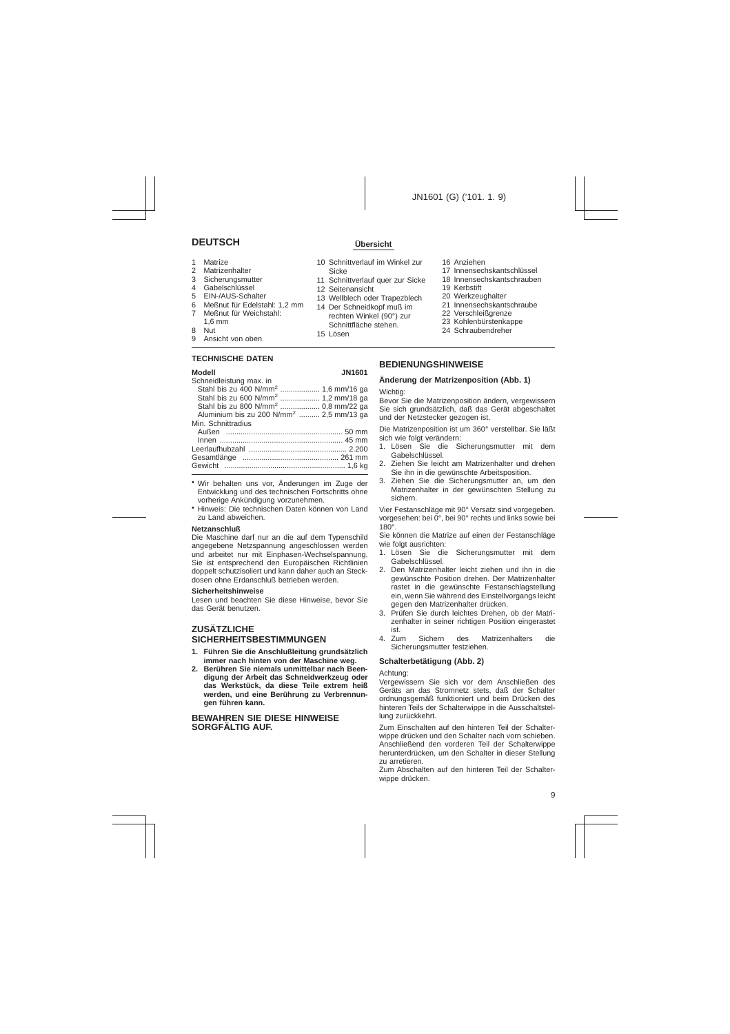## DEUTSCH

### Übersicht

1 Matrize
2 Matrizenhalter
3 Sicherungsmutter
4 Gabelschlüssel
5 EIN-/AUS-Schalter
6 Meßnut für Edelstahl: 1,2 mm
7 Meßnut für Weichstahl: 1,6 mm
8 Nut
9 Ansicht von oben
10 Schnittverlauf im Winkel zur Sicke
11 Schnittverlauf quer zur Sicke
12 Seitenansicht
13 Wellblech oder Trapezblech
14 Der Schneidkopf muß im rechten Winkel (90°) zur Schnittfläche stehen.
15 Lösen
16 Anziehen
17 Innensechskantschlüssel
18 Innensechskantschrauben
19 Kerbstift
20 Werkzeughalter
21 Innensechskantschraube
22 Verschleißgrenze
23 Kohlenbürstenkappe
24 Schraubendreher

### TECHNISCHE DATEN

| Modell | JN1601 |
|---|---|
| Schneidleistung max. in | |
| Stahl bis zu 400 N/mm$^2$ | 1,6 mm/16 ga |
| Stahl bis zu 600 N/mm$^2$ | 1,2 mm/18 ga |
| Stahl bis zu 800 N/mm$^2$ | 0,8 mm/22 ga |
| Aluminium bis zu 200 N/mm$^2$ | 2,5 mm/13 ga |
| Min. Schnittradius | |
| Außen | 50 mm |
| Innen | 45 mm |
| Leerlaufhubzahl | 2.200 |
| Gesamtlänge | 261 mm |
| Gewicht | 1,6 kg |

- Wir behalten uns vor, Änderungen im Zuge der Entwicklung und des technischen Fortschritts ohne vorherige Ankündigung vorzunehmen.
- Hinweis: Die technischen Daten können von Land zu Land abweichen.

**Netzanschluß**

Die Maschine darf nur an die auf dem Typenschild angegebene Netzspannung angeschlossen werden und arbeitet nur mit Einphasen-Wechselspannung. Sie ist entsprechend den Europäischen Richtlinien doppelt schutzisoliert und kann daher auch an Steckdosen ohne Erdanschluß betrieben werden.

**Sicherheitshinweise**

Lesen und beachten Sie diese Hinweise, bevor Sie das Gerät benutzen.

### ZUSÄTZLICHE SICHERHEITSBESTIMMUNGEN

1. **Führen Sie die Anschlußleitung grundsätzlich immer nach hinten von der Maschine weg.**
2. **Berühren Sie niemals unmittelbar nach Beendigung der Arbeit das Schneidwerkzeug oder das Werkstück, da diese Teile extrem heiß werden, und eine Berührung zu Verbrennungen führen kann.**

### BEWAHREN SIE DIESE HINWEISE SORGFÄLTIG AUF.

### BEDIENUNGSHINWEISE

**Änderung der Matrizenposition (Abb. 1)**

Wichtig:

Bevor Sie die Matrizenposition ändern, vergewissern Sie sich grundsätzlich, daß das Gerät abgeschaltet und der Netzstecker gezogen ist.

Die Matrizenposition ist um 360° verstellbar. Sie läßt sich wie folgt verändern:

1. Lösen Sie die Sicherungsmutter mit dem Gabelschlüssel.
2. Ziehen Sie leicht am Matrizenhalter und drehen Sie ihn in die gewünschte Arbeitsposition.
3. Ziehen Sie die Sicherungsmutter an, um den Matrizenhalter in der gewünschten Stellung zu sichern.

Vier Festanschläge mit 90° Versatz sind vorgegeben. vorgesehen: bei 0°, bei 90° rechts und links sowie bei 180°.

Sie können die Matrize auf einen der Festanschläge wie folgt ausrichten:

1. Lösen Sie die Sicherungsmutter mit dem Gabelschlüssel.
2. Den Matrizenhalter leicht ziehen und ihn in die gewünschte Position drehen. Der Matrizenhalter rastet in die gewünschte Festanschlagstellung ein, wenn Sie während des Einstellvorgangs leicht gegen den Matrizenhalter drücken.
3. Prüfen Sie durch leichtes Drehen, ob der Matrizenhalter in seiner richtigen Position eingerastet ist.
4. Zum Sichern des Matrizenhalters die Sicherungsmutter festziehen.

**Schalterbetätigung (Abb. 2)**

Achtung:

Vergewissern Sie sich vor dem Anschließen des Geräts an das Stromnetz stets, daß der Schalter ordnungsgemäß funktioniert und beim Drücken des hinteren Teils der Schalterwippe in die Ausschaltstellung zurückkehrt.

Zum Einschalten auf den hinteren Teil der Schalterwippe drücken und den Schalter nach vorn schieben. Anschließend den vorderen Teil der Schalterwippe herunterdrücken, um den Schalter in dieser Stellung zu arretieren.

Zum Abschalten auf den hinteren Teil der Schalterwippe drücken.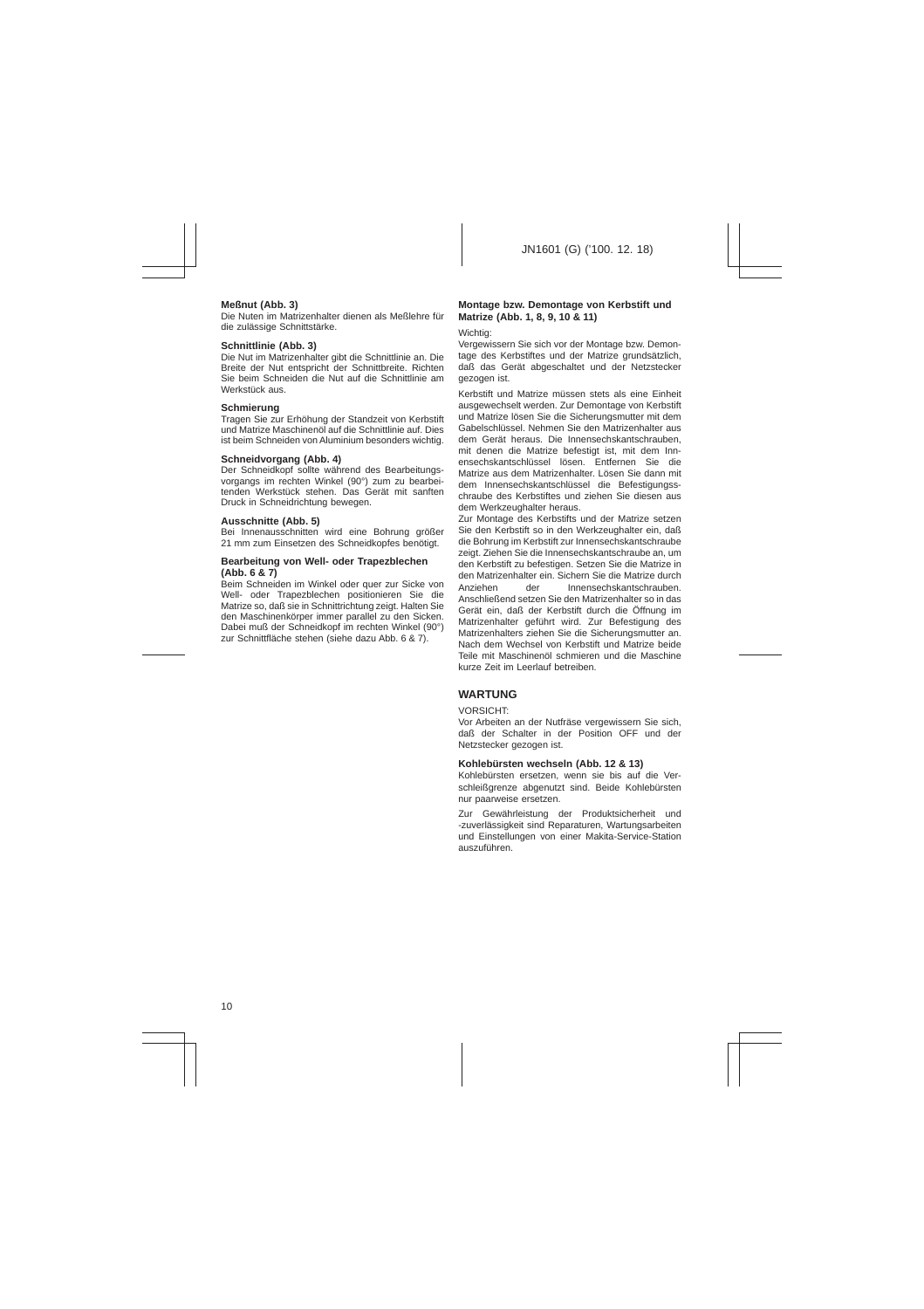**Meßnut (Abb. 3)**

Die Nuten im Matrizenhalter dienen als Meßlehre für die zulässige Schnittstärke.

**Schnittlinie (Abb. 3)**

Die Nut im Matrizenhalter gibt die Schnittlinie an. Die Breite der Nut entspricht der Schnittbreite. Richten Sie beim Schneiden die Nut auf die Schnittlinie am Werkstück aus.

**Schmierung**

Tragen Sie zur Erhöhung der Standzeit von Kerbstift und Matrize Maschinenöl auf die Schnittlinie auf. Dies ist beim Schneiden von Aluminium besonders wichtig.

**Schneidvorgang (Abb. 4)**

Der Schneidkopf sollte während des Bearbeitungsvorgangs im rechten Winkel (90°) zum zu bearbeitenden Werkstück stehen. Das Gerät mit sanften Druck in Schneidrichtung bewegen.

**Ausschnitte (Abb. 5)**

Bei Innenausschnitten wird eine Bohrung größer 21 mm zum Einsetzen des Schneidkopfes benötigt.

**Bearbeitung von Well- oder Trapezblechen (Abb. 6 & 7)**

Beim Schneiden im Winkel oder quer zur Sicke von Well- oder Trapezblechen positionieren Sie die Matrize so, daß sie in Schnittrichtung zeigt. Halten Sie den Maschinenkörper immer parallel zu den Sicken. Dabei muß der Schneidkopf im rechten Winkel (90°) zur Schnittfläche stehen (siehe dazu Abb. 6 & 7).

**Montage bzw. Demontage von Kerbstift und Matrize (Abb. 1, 8, 9, 10 & 11)**

Wichtig:
Vergewissern Sie sich vor der Montage bzw. Demontage des Kerbstiftes und der Matrize grundsätzlich, daß das Gerät abgeschaltet und der Netzstecker gezogen ist.

Kerbstift und Matrize müssen stets als eine Einheit ausgewechselt werden. Zur Demontage von Kerbstift und Matrize lösen Sie die Sicherungsmutter mit dem Gabelschlüssel. Nehmen Sie den Matrizenhalter aus dem Gerät heraus. Die Innensechskantschrauben, mit denen die Matrize befestigt ist, mit dem Innensechskantschlüssel lösen. Entfernen Sie die Matrize aus dem Matrizenhalter. Lösen Sie dann mit dem Innensechskantschlüssel die Befestigungsschraube des Kerbstiftes und ziehen Sie diesen aus dem Werkzeughalter heraus.
Zur Montage des Kerbstifts und der Matrize setzen Sie den Kerbstift so in den Werkzeughalter ein, daß die Bohrung im Kerbstift zur Innensechskantschraube zeigt. Ziehen Sie die Innensechskantschraube an, um den Kerbstift zu befestigen. Setzen Sie die Matrize in den Matrizenhalter ein. Sichern Sie die Matrize durch Anziehen der Innensechskantschrauben. Anschließend setzen Sie den Matrizenhalter so in das Gerät ein, daß der Kerbstift durch die Öffnung im Matrizenhalter geführt wird. Zur Befestigung des Matrizenhalters ziehen Sie die Sicherungsmutter an. Nach dem Wechsel von Kerbstift und Matrize beide Teile mit Maschinenöl schmieren und die Maschine kurze Zeit im Leerlauf betreiben.

## WARTUNG

VORSICHT:
Vor Arbeiten an der Nutfräse vergewissern Sie sich, daß der Schalter in der Position OFF und der Netzstecker gezogen ist.

**Kohlebürsten wechseln (Abb. 12 & 13)**

Kohlebürsten ersetzen, wenn sie bis auf die Verschleißgrenze abgenutzt sind. Beide Kohlebürsten nur paarweise ersetzen.

Zur Gewährleistung der Produktsicherheit und -zuverlässigkeit sind Reparaturen, Wartungsarbeiten und Einstellungen von einer Makita-Service-Station auszuführen.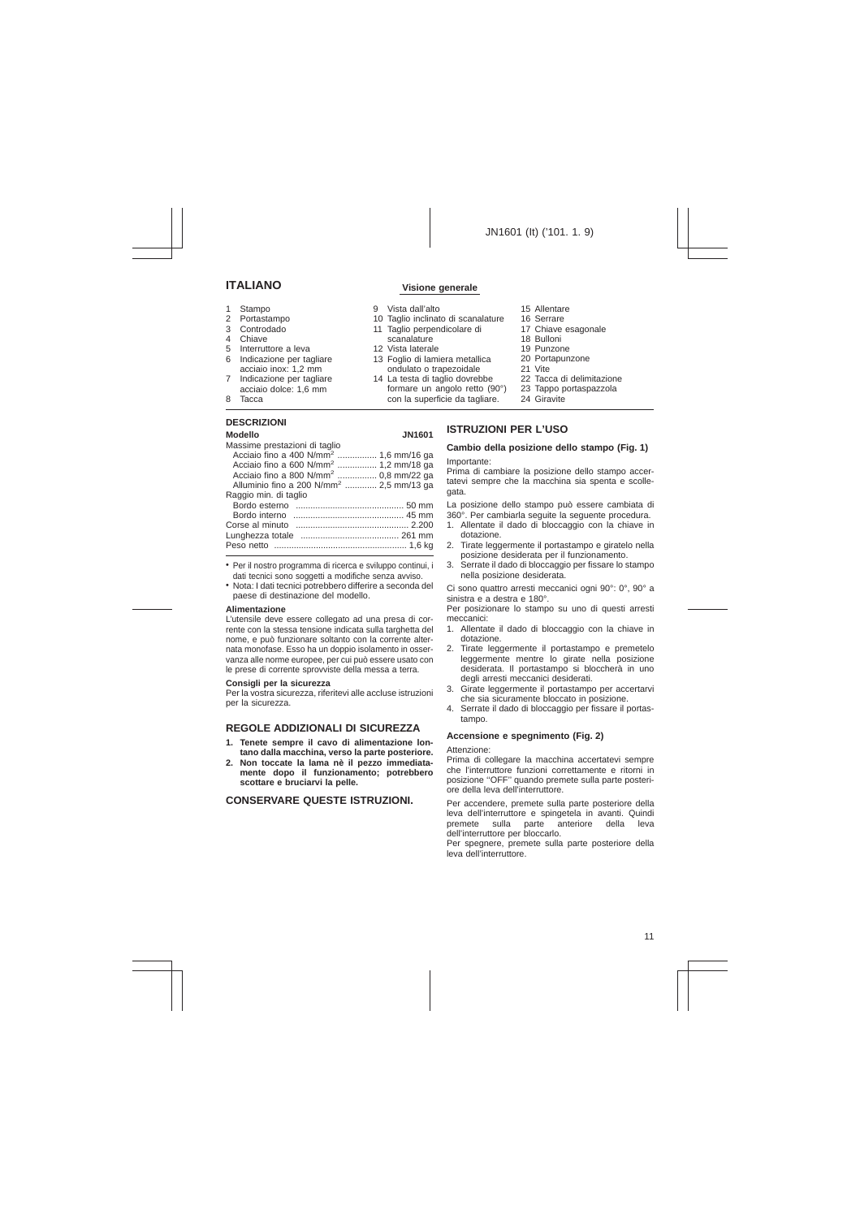## ITALIANO

### Visione generale

1 Stampo
2 Portastampo
3 Controdado
4 Chiave
5 Interruttore a leva
6 Indicazione per tagliare acciaio inox: 1,2 mm
7 Indicazione per tagliare acciaio dolce: 1,6 mm
8 Tacca
9 Vista dall'alto
10 Taglio inclinato di scanalature
11 Taglio perpendicolare di scanalature
12 Vista laterale
13 Foglio di lamiera metallica ondulato o trapezoidale
14 La testa di taglio dovrebbe formare un angolo retto (90°) con la superficie da tagliare.
15 Allentare
16 Serrare
17 Chiave esagonale
18 Bulloni
19 Punzone
20 Portapunzone
21 Vite
22 Tacca di delimitazione
23 Tappo portaspazzola
24 Giravite

### DESCRIZIONI

| Modello | JN1601 |
|---|---|
| Massime prestazioni di taglio | |
| Acciaio fino a 400 N/mm$^2$ | 1,6 mm/16 ga |
| Acciaio fino a 600 N/mm$^2$ | 1,2 mm/18 ga |
| Acciaio fino a 800 N/mm$^2$ | 0,8 mm/22 ga |
| Alluminio fino a 200 N/mm$^2$ | 2,5 mm/13 ga |
| Raggio min. di taglio | |
| Bordo esterno | 50 mm |
| Bordo interno | 45 mm |
| Corse al minuto | 2.200 |
| Lunghezza totale | 261 mm |
| Peso netto | 1,6 kg |

- Per il nostro programma di ricerca e sviluppo continui, i dati tecnici sono soggetti a modifiche senza avviso.
- Nota: I dati tecnici potrebbero differire a seconda del paese di destinazione del modello.

**Alimentazione**

L'utensile deve essere collegato ad una presa di corrente con la stessa tensione indicata sulla targhetta del nome, e può funzionare soltanto con la corrente alternata monofase. Esso ha un doppio isolamento in osservanza alle norme europee, per cui può essere usato con le prese di corrente sprovviste della messa a terra.

**Consigli per la sicurezza**

Per la vostra sicurezza, riferitevi alle accluse istruzioni per la sicurezza.

### REGOLE ADDIZIONALI DI SICUREZZA

1. **Tenete sempre il cavo di alimentazione lontano dalla macchina, verso la parte posteriore.**
2. **Non toccate la lama nè il pezzo immediatamente dopo il funzionamento; potrebbero scottare e bruciarvi la pelle.**

### CONSERVARE QUESTE ISTRUZIONI.

### ISTRUZIONI PER L'USO

#### Cambio della posizione dello stampo (Fig. 1)

Importante:

Prima di cambiare la posizione dello stampo accertatevi sempre che la macchina sia spenta e scollegata.

La posizione dello stampo può essere cambiata di 360°. Per cambiarla seguite la seguente procedura.

1. Allentate il dado di bloccaggio con la chiave in dotazione.
2. Tirate leggermente il portastampo e giratelo nella posizione desiderata per il funzionamento.
3. Serrate il dado di bloccaggio per fissare lo stampo nella posizione desiderata.

Ci sono quattro arresti meccanici ogni 90°: 0°, 90° a sinistra e a destra e 180°.

Per posizionare lo stampo su uno di questi arresti meccanici:

1. Allentate il dado di bloccaggio con la chiave in dotazione.
2. Tirate leggermente il portastampo e premetelo leggermente mentre lo girate nella posizione desiderata. Il portastampo si bloccherà in uno degli arresti meccanici desiderati.
3. Girate leggermente il portastampo per accertarvi che sia sicuramente bloccato in posizione.
4. Serrate il dado di bloccaggio per fissare il portastampo.

#### Accensione e spegnimento (Fig. 2)

Attenzione:

Prima di collegare la macchina accertatevi sempre che l'interruttore funzioni correttamente e ritorni in posizione "OFF" quando premete sulla parte posteriore della leva dell'interruttore.

Per accendere, premete sulla parte posteriore della leva dell'interruttore e spingetela in avanti. Quindi premete sulla parte anteriore della leva dell'interruttore per bloccarlo.

Per spegnere, premete sulla parte posteriore della leva dell'interruttore.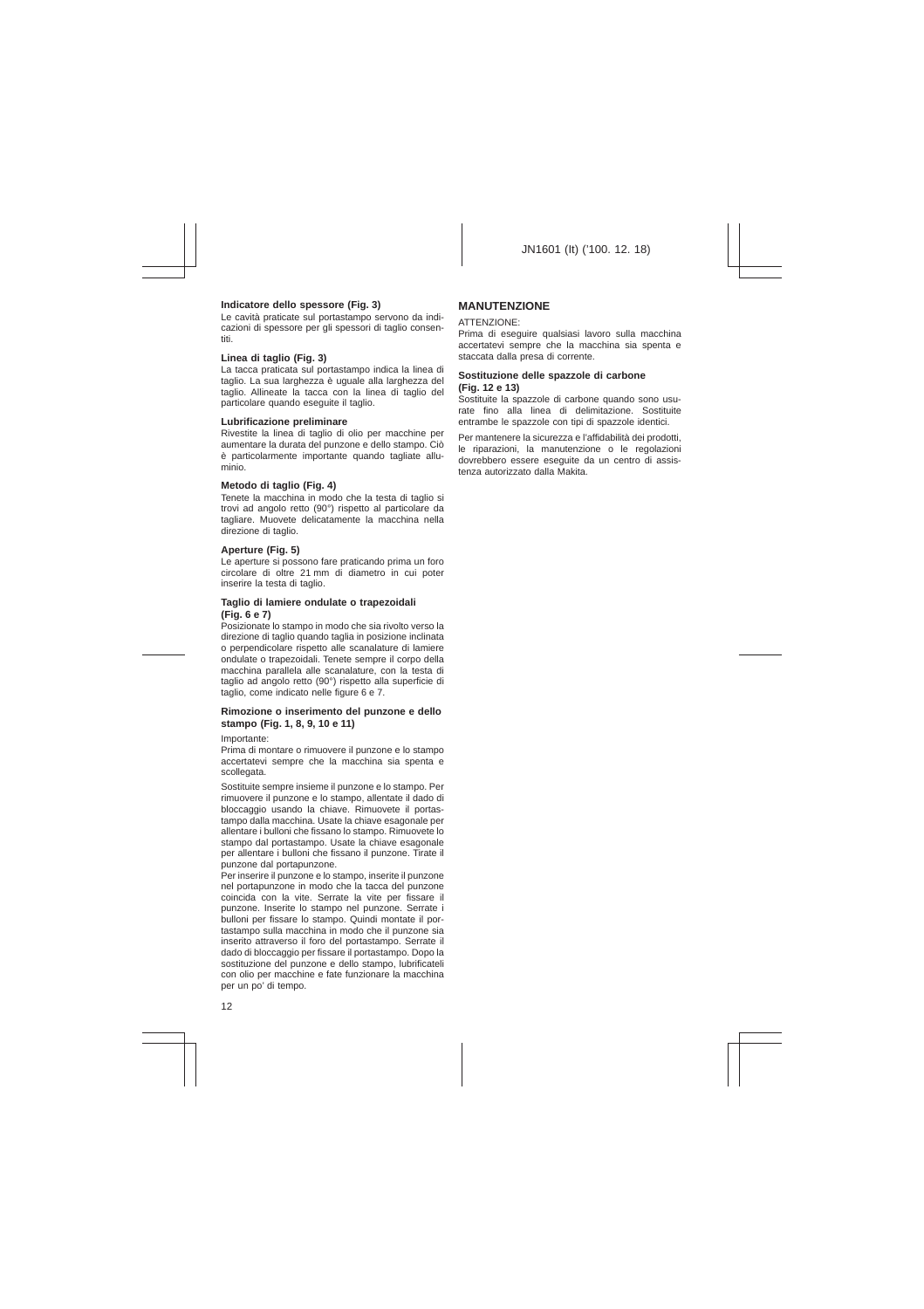### Indicatore dello spessore (Fig. 3)

Le cavità praticate sul portastampo servono da indicazioni di spessore per gli spessori di taglio consentiti.

### Linea di taglio (Fig. 3)

La tacca praticata sul portastampo indica la linea di taglio. La sua larghezza è uguale alla larghezza del taglio. Allineate la tacca con la linea di taglio del particolare quando eseguite il taglio.

### Lubrificazione preliminare

Rivestite la linea di taglio di olio per macchine per aumentare la durata del punzone e dello stampo. Ciò è particolarmente importante quando tagliate alluminio.

### Metodo di taglio (Fig. 4)

Tenete la macchina in modo che la testa di taglio si trovi ad angolo retto (90°) rispetto al particolare da tagliare. Muovete delicatamente la macchina nella direzione di taglio.

### Aperture (Fig. 5)

Le aperture si possono fare praticando prima un foro circolare di oltre 21 mm di diametro in cui poter inserire la testa di taglio.

### Taglio di lamiere ondulate o trapezoidali (Fig. 6 e 7)

Posizionate lo stampo in modo che sia rivolto verso la direzione di taglio quando taglia in posizione inclinata o perpendicolare rispetto alle scanalature di lamiere ondulate o trapezoidali. Tenete sempre il corpo della macchina parallela alle scanalature, con la testa di taglio ad angolo retto (90°) rispetto alla superficie di taglio, come indicato nelle figure 6 e 7.

### Rimozione o inserimento del punzone e dello stampo (Fig. 1, 8, 9, 10 e 11)

Importante:

Prima di montare o rimuovere il punzone e lo stampo accertatevi sempre che la macchina sia spenta e scollegata.

Sostituite sempre insieme il punzone e lo stampo. Per rimuovere il punzone e lo stampo, allentate il dado di bloccaggio usando la chiave. Rimuovete il portastampo dalla macchina. Usate la chiave esagonale per allentare i bulloni che fissano lo stampo. Rimuovete lo stampo dal portastampo. Usate la chiave esagonale per allentare i bulloni che fissano il punzone. Tirate il punzone dal portapunzone.

Per inserire il punzone e lo stampo, inserite il punzone nel portapunzone in modo che la tacca del punzone coincida con la vite. Serrate la vite per fissare il punzone. Inserite lo stampo nel punzone. Serrate i bulloni per fissare lo stampo. Quindi montate il portastampo sulla macchina in modo che il punzone sia inserito attraverso il foro del portastampo. Serrate il dado di bloccaggio per fissare il portastampo. Dopo la sostituzione del punzone e dello stampo, lubrificateli con olio per macchine e fate funzionare la macchina per un po' di tempo.

## MANUTENZIONE

ATTENZIONE:

Prima di eseguire qualsiasi lavoro sulla macchina accertatevi sempre che la macchina sia spenta e staccata dalla presa di corrente.

### Sostituzione delle spazzole di carbone (Fig. 12 e 13)

Sostituite la spazzole di carbone quando sono usurate fino alla linea di delimitazione. Sostituite entrambe le spazzole con tipi di spazzole identici.

Per mantenere la sicurezza e l'affidabilità dei prodotti, le riparazioni, la manutenzione o le regolazioni dovrebbero essere eseguite da un centro di assistenza autorizzato dalla Makita.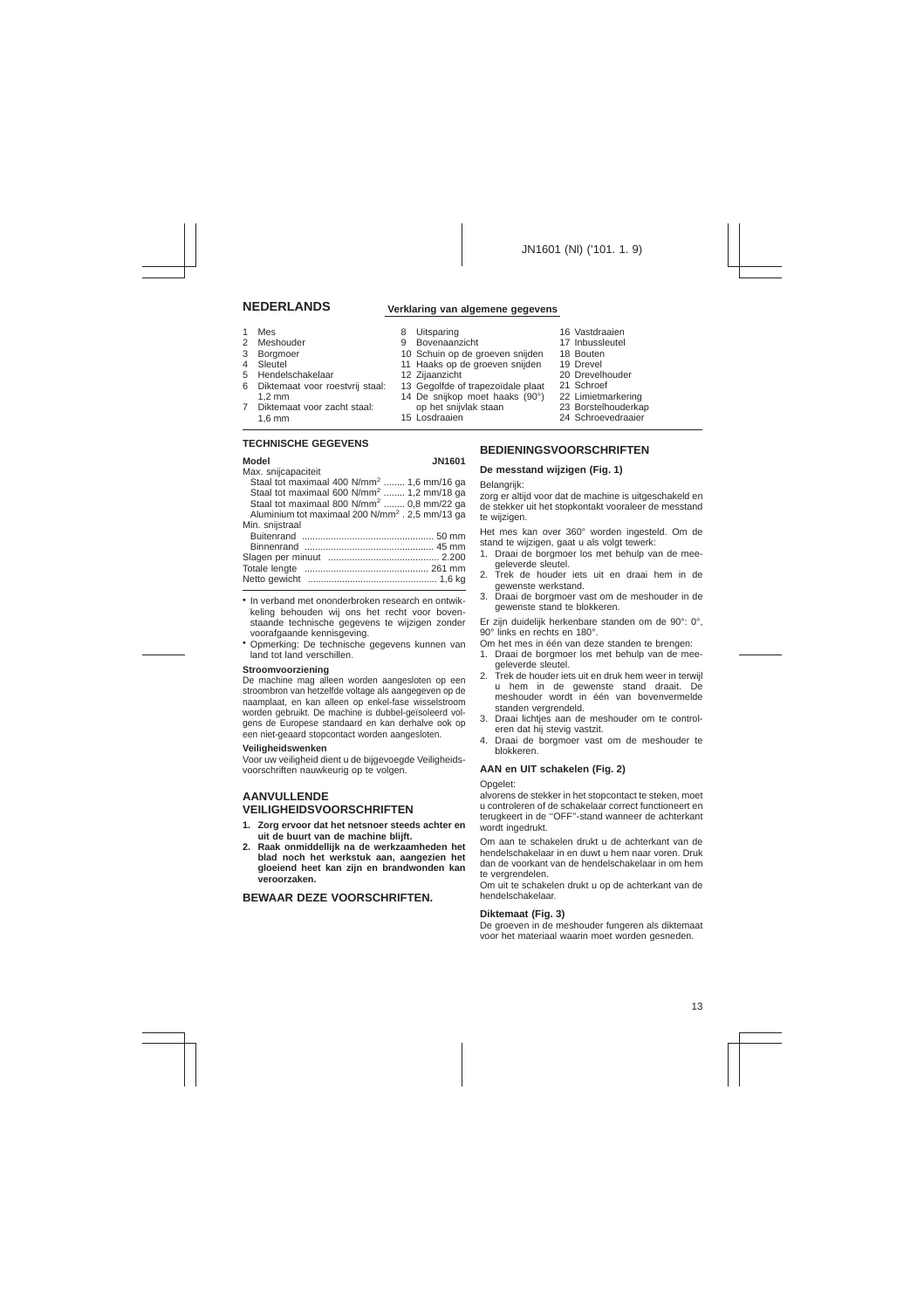## NEDERLANDS

### Verklaring van algemene gegevens

1. Mes
2. Meshouder
3. Borgmoer
4. Sleutel
5. Hendelschakelaar
6. Diktemaat voor roestvrij staal: 1,2 mm
7. Diktemaat voor zacht staal: 1,6 mm
8. Uitsparing
9. Bovenaanzicht
10. Schuin op de groeven snijden
11. Haaks op de groeven snijden
12. Zijaanzicht
13. Gegolfde of trapezoïdale plaat
14. De snijkop moet haaks (90°) op het snijvlak staan
15. Losdraaien
16. Vastdraaien
17. Inbussleutel
18. Bouten
19. Drevel
20. Drevelhouder
21. Schroef
22. Limietmarkering
23. Borstelhouderkap
24. Schroevedraaier

### TECHNISCHE GEGEVENS

| Model | JN1601 |
|---|---|
| Max. snijcapaciteit | |
| Staal tot maximaal 400 N/mm$^2$ | 1,6 mm/16 ga |
| Staal tot maximaal 600 N/mm$^2$ | 1,2 mm/18 ga |
| Staal tot maximaal 800 N/mm$^2$ | 0,8 mm/22 ga |
| Aluminium tot maximaal 200 N/mm$^2$ | 2,5 mm/13 ga |
| Min. snijstraal | |
| Buitenrand | 50 mm |
| Binnenrand | 45 mm |
| Slagen per minuut | 2.200 |
| Totale lengte | 261 mm |
| Netto gewicht | 1,6 kg |

- In verband met ononderbroken research en ontwikkeling behouden wij ons het recht voor bovenstaande technische gegevens te wijzigen zonder voorafgaande kennisgeving.
- Opmerking: De technische gegevens kunnen van land tot land verschillen.

#### Stroomvoorziening

De machine mag alleen worden aangesloten op een stroombron van hetzelfde voltage als aangegeven op de naamplaat, en kan alleen op enkel-fase wisselstroom worden gebruikt. De machine is dubbel-geïsoleerd volgens de Europese standaard en kan derhalve ook op een niet-geaard stopcontact worden aangesloten.

#### Veiligheidswenken

Voor uw veiligheid dient u de bijgevoegde Veiligheidsvoorschriften nauwkeurig op te volgen.

### AANVULLENDE VEILIGHEIDSVOORSCHRIFTEN

1. **Zorg ervoor dat het netsnoer steeds achter en uit de buurt van de machine blijft.**
2. **Raak onmiddellijk na de werkzaamheden het blad noch het werkstuk aan, aangezien het gloeiend heet kan zijn en brandwonden kan veroorzaken.**

### BEWAAR DEZE VOORSCHRIFTEN.

### BEDIENINGSVOORSCHRIFTEN

#### De messtand wijzigen (Fig. 1)

Belangrijk:
zorg er altijd voor dat de machine is uitgeschakeld en de stekker uit het stopkontakt vooraleer de messtand te wijzigen.

Het mes kan over 360° worden ingesteld. Om de stand te wijzigen, gaat u als volgt tewerk:

1. Draai de borgmoer los met behulp van de meegeleverde sleutel.
2. Trek de houder iets uit en draai hem in de gewenste werkstand.
3. Draai de borgmoer vast om de meshouder in de gewenste stand te blokkeren.

Er zijn duidelijk herkenbare standen om de 90°: 0°, 90° links en rechts en 180°.
Om het mes in één van deze standen te brengen:

1. Draai de borgmoer los met behulp van de meegeleverde sleutel.
2. Trek de houder iets uit en druk hem weer in terwijl u hem in de gewenste stand draait. De meshouder wordt in één van bovenvermelde standen vergrendeld.
3. Draai lichtjes aan de meshouder om te controleren dat hij stevig vastzit.
4. Draai de borgmoer vast om de meshouder te blokkeren.

#### AAN en UIT schakelen (Fig. 2)

Opgelet:
alvorens de stekker in het stopcontact te steken, moet u controleren of de schakelaar correct functioneert en terugkeert in de "OFF"-stand wanneer de achterkant wordt ingedrukt.

Om aan te schakelen drukt u de achterkant van de hendelschakelaar in en duwt u hem naar voren. Druk dan de voorkant van de hendelschakelaar in om hem te vergrendelen.
Om uit te schakelen drukt u op de achterkant van de hendelschakelaar.

#### Diktemaat (Fig. 3)

De groeven in de meshouder fungeren als diktemaat voor het materiaal waarin moet worden gesneden.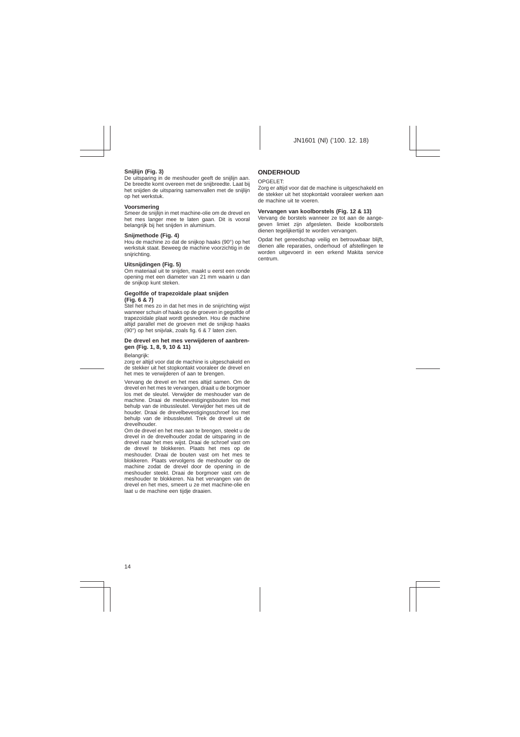### Snijlijn (Fig. 3)

De uitsparing in de meshouder geeft de snijlijn aan. De breedte komt overeen met de snijbreedte. Laat bij het snijden de uitsparing samenvallen met de snijlijn op het werkstuk.

### Voorsmering

Smeer de snijlijn in met machine-olie om de drevel en het mes langer mee te laten gaan. Dit is vooral belangrijk bij het snijden in aluminium.

### Snijmethode (Fig. 4)

Hou de machine zo dat de snijkop haaks (90°) op het werkstuk staat. Beweeg de machine voorzichtig in de snijrichting.

### Uitsnijdingen (Fig. 5)

Om materiaal uit te snijden, maakt u eerst een ronde opening met een diameter van 21 mm waarin u dan de snijkop kunt steken.

### Gegolfde of trapezoïdale plaat snijden (Fig. 6 & 7)

Stel het mes zo in dat het mes in de snijrichting wijst wanneer schuin of haaks op de groeven in gegolfde of trapezoïdale plaat wordt gesneden. Hou de machine altijd parallel met de groeven met de snijkop haaks (90°) op het snijvlak, zoals fig. 6 & 7 laten zien.

### De drevel en het mes verwijderen of aanbrengen (Fig. 1, 8, 9, 10 & 11)

Belangrijk:

zorg er altijd voor dat de machine is uitgeschakeld en de stekker uit het stopkontakt vooraleer de drevel en het mes te verwijderen of aan te brengen.

Vervang de drevel en het mes altijd samen. Om de drevel en het mes te vervangen, draait u de borgmoer los met de sleutel. Verwijder de meshouder van de machine. Draai de mesbevestigingsbouten los met behulp van de inbussleutel. Verwijder het mes uit de houder. Draai de drevelbevestigingsschroef los met behulp van de inbussleutel. Trek de drevel uit de drevelhouder.

Om de drevel en het mes aan te brengen, steekt u de drevel in de drevelhouder zodat de uitsparing in de drevel naar het mes wijst. Draai de schroef vast om de drevel te blokkeren. Plaats het mes op de meshouder. Draai de bouten vast om het mes te blokkeren. Plaats vervolgens de meshouder op de machine zodat de drevel door de opening in de meshouder steekt. Draai de borgmoer vast om de meshouder te blokkeren. Na het vervangen van de drevel en het mes, smeert u ze met machine-olie en laat u de machine een tijdje draaien.

## ONDERHOUD

OPGELET:

Zorg er altijd voor dat de machine is uitgeschakeld en de stekker uit het stopkontakt vooraleer werken aan de machine uit te voeren.

### Vervangen van koolborstels (Fig. 12 & 13)

Vervang de borstels wanneer ze tot aan de aangegeven limiet zijn afgesleten. Beide koolborstels dienen tegelijkertijd te worden vervangen.

Opdat het gereedschap veilig en betrouwbaar blijft, dienen alle reparaties, onderhoud of afstellingen te worden uitgevoerd in een erkend Makita service centrum.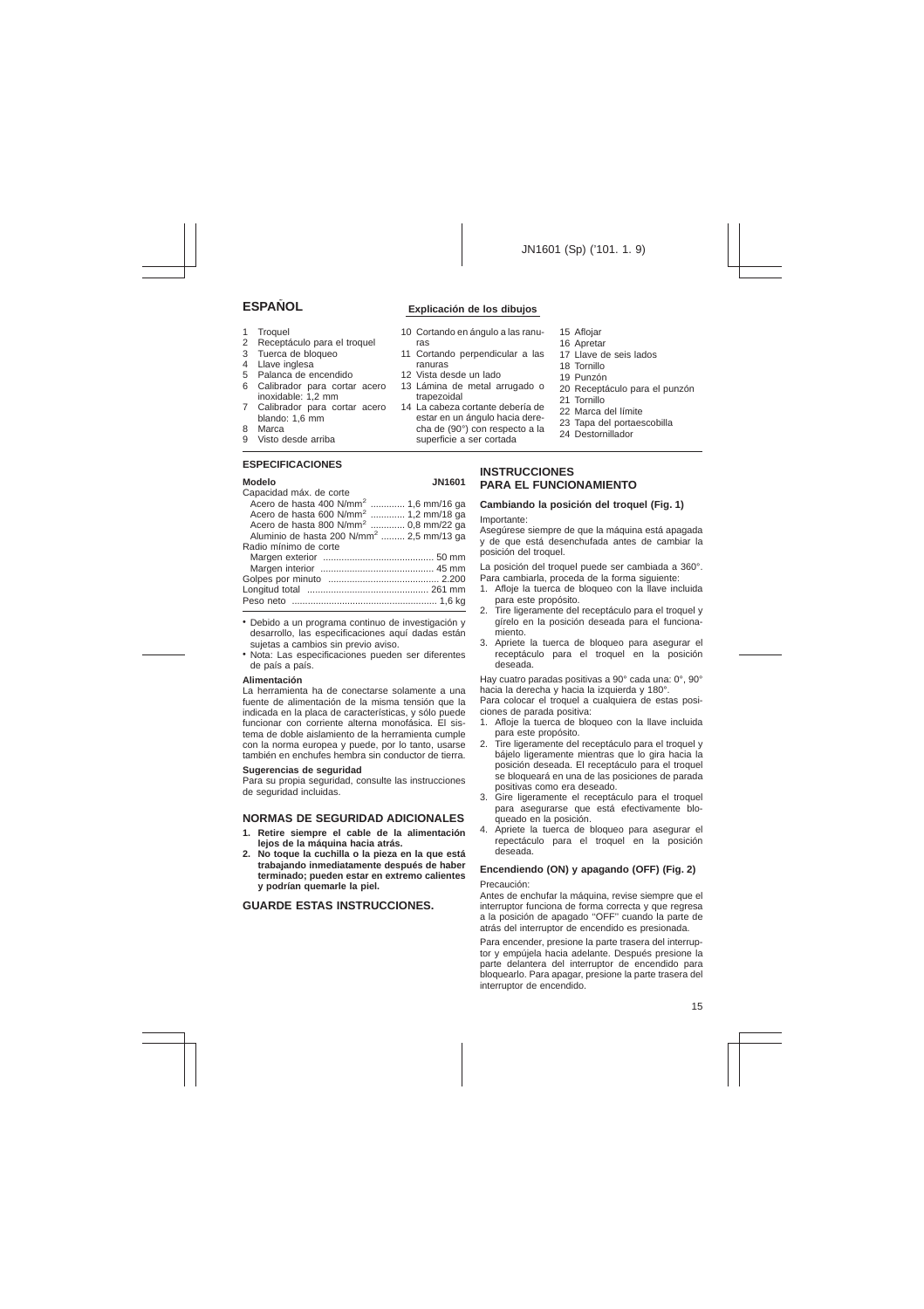# ESPAÑOL

## Explicación de los dibujos

1. Troquel
2. Receptáculo para el troquel
3. Tuerca de bloqueo
4. Llave inglesa
5. Palanca de encendido
6. Calibrador para cortar acero inoxidable: 1,2 mm
7. Calibrador para cortar acero blando: 1,6 mm
8. Marca
9. Visto desde arriba
10. Cortando en ángulo a las ranuras
11. Cortando perpendicular a las ranuras
12. Vista desde un lado
13. Lámina de metal arrugado o trapezoidal
14. La cabeza cortante debería de estar en un ángulo hacia derecha de (90°) con respecto a la superficie a ser cortada
15. Aflojar
16. Apretar
17. Llave de seis lados
18. Tornillo
19. Punzón
20. Receptáculo para el punzón
21. Tornillo
22. Marca del límite
23. Tapa del portaescobilla
24. Destornillador

## ESPECIFICACIONES

| Modelo | JN1601 |
|---|---|
| Capacidad máx. de corte | |
| Acero de hasta 400 N/mm² | 1,6 mm/16 ga |
| Acero de hasta 600 N/mm² | 1,2 mm/18 ga |
| Acero de hasta 800 N/mm² | 0,8 mm/22 ga |
| Aluminio de hasta 200 N/mm² | 2,5 mm/13 ga |
| Radio mínimo de corte | |
| Margen exterior | 50 mm |
| Margen interior | 45 mm |
| Golpes por minuto | 2.200 |
| Longitud total | 261 mm |
| Peso neto | 1,6 kg |

- Debido a un programa continuo de investigación y desarrollo, las especificaciones aquí dadas están sujetas a cambios sin previo aviso.
- Nota: Las especificaciones pueden ser diferentes de país a país.

**Alimentación**

La herramienta ha de conectarse solamente a una fuente de alimentación de la misma tensión que la indicada en la placa de características, y sólo puede funcionar con corriente alterna monofásica. El sistema de doble aislamiento de la herramienta cumple con la norma europea y puede, por lo tanto, usarse también en enchufes hembra sin conductor de tierra.

**Sugerencias de seguridad**

Para su propia seguridad, consulte las instrucciones de seguridad incluidas.

## NORMAS DE SEGURIDAD ADICIONALES

1. **Retire siempre el cable de la alimentación lejos de la máquina hacia atrás.**
2. **No toque la cuchilla o la pieza en la que está trabajando inmediatamente después de haber terminado; pueden estar en extremo calientes y podrían quemarle la piel.**

## GUARDE ESTAS INSTRUCCIONES.

## INSTRUCCIONES PARA EL FUNCIONAMIENTO

### Cambiando la posición del troquel (Fig. 1)

Importante:

Asegúrese siempre de que la máquina está apagada y de que está desenchufada antes de cambiar la posición del troquel.

La posición del troquel puede ser cambiada a 360°. Para cambiarla, proceda de la forma siguiente:

1. Afloje la tuerca de bloqueo con la llave incluida para este propósito.
2. Tire ligeramente del receptáculo para el troquel y gírelo en la posición deseada para el funcionamiento.
3. Apriete la tuerca de bloqueo para asegurar el receptáculo para el troquel en la posición deseada.

Hay cuatro paradas positivas a 90° cada una: 0°, 90° hacia la derecha y hacia la izquierda y 180°.

Para colocar el troquel a cualquiera de estas posiciones de parada positiva:

1. Afloje la tuerca de bloqueo con la llave incluida para este propósito.
2. Tire ligeramente del receptáculo para el troquel y bájelo ligeramente mientras que lo gira hacia la posición deseada. El receptáculo para el troquel se bloqueará en una de las posiciones de parada positivas como era deseado.
3. Gire ligeramente el receptáculo para el troquel para asegurarse que está efectivamente bloqueado en la posición.
4. Apriete la tuerca de bloqueo para asegurar el repectáculo para el troquel en la posición deseada.

### Encendiendo (ON) y apagando (OFF) (Fig. 2)

Precaución:

Antes de enchufar la máquina, revise siempre que el interruptor funciona de forma correcta y que regresa a la posición de apagado "OFF" cuando la parte de atrás del interruptor de encendido es presionada.

Para encender, presione la parte trasera del interruptor y empújela hacia adelante. Después presione la parte delantera del interruptor de encendido para bloquearlo. Para apagar, presione la parte trasera del interruptor de encendido.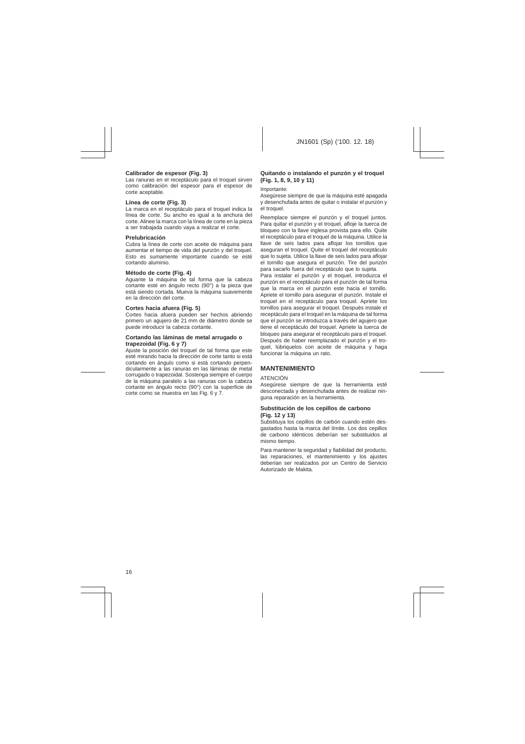### Calibrador de espesor (Fig. 3)

Las ranuras en el receptáculo para el troquel sirven como calibración del espesor para el espesor de corte aceptable.

### Línea de corte (Fig. 3)

La marca en el receptáculo para el troquel indica la línea de corte. Su ancho es igual a la anchura del corte. Alinee la marca con la línea de corte en la pieza a ser trabajada cuando vaya a realizar el corte.

### Prelubricación

Cubra la línea de corte con aceite de máquina para aumentar el tiempo de vida del punzón y del troquel. Esto es sumamente importante cuando se esté cortando aluminio.

### Método de corte (Fig. 4)

Aguante la máquina de tal forma que la cabeza cortante esté en ángulo recto (90°) a la pieza que está siendo cortada. Mueva la máquina suavemente en la dirección del corte.

### Cortes hacia afuera (Fig. 5)

Cortes hacia afuera pueden ser hechos abriendo primero un agujero de 21 mm de diámetro donde se puede introducir la cabeza cortante.

### Cortando las láminas de metal arrugado o trapezoidal (Fig. 6 y 7)

Ajuste la posición del troquel de tal forma que este esté mirando hacia la dirección de corte tanto si está cortando en ángulo como si está cortando perpendicularmente a las ranuras en las láminas de metal corrugado o trapezoidal. Sostenga siempre el cuerpo de la máquina paralelo a las ranuras con la cabeza cortante en ángulo recto (90°) con la superficie de corte como se muestra en las Fig. 6 y 7.

### Quitando o instalando el punzón y el troquel (Fig. 1, 8, 9, 10 y 11)

Importante:

Asegúrese siempre de que la máquina esté apagada y desenchufada antes de quitar o instalar el punzón y el troquel.

Reemplace siempre el punzón y el troquel juntos. Para quitar el punzón y el troquel, afloje la tuerca de bloqueo con la llave inglesa provista para ello. Quite el receptáculo para el troquel de la máquina. Utilice la llave de seis lados para aflojar los tornillos que aseguran el troquel. Quite el troquel del receptáculo que lo sujeta. Utilice la llave de seis lados para aflojar el tornillo que asegura el punzón. Tire del punzón para sacarlo fuera del receptáculo que lo sujeta.

Para instalar el punzón y el troquel, introduzca el punzón en el receptáculo para el punzón de tal forma que la marca en el punzón este hacia el tornillo. Apriete el tornillo para asegurar el punzón. Instale el troquel en el receptáculo para troquel. Apriete los tornillos para asegurar el troquel. Después instale el receptáculo para el troquel en la máquina de tal forma que el punzón se introduzca a través del agujero que tiene el receptáculo del troquel. Apriete la tuerca de bloqueo para asegurar el receptáculo para el troquel. Después de haber reemplazado el punzón y el troquel, lúbriquelos con aceite de máquina y haga funcionar la máquina un rato.

## MANTENIMIENTO

ATENCIÓN

Asegúrese siempre de que la herramienta esté desconectada y desenchufada antes de realizar ninguna reparación en la herramienta.

### Substitución de los cepillos de carbono (Fig. 12 y 13)

Substituya los cepillos de carbón cuando estén desgastados hasta la marca del límite. Los dos cepillos de carbono idénticos deberían ser substituidos al mismo tiempo.

Para mantener la seguridad y fiabilidad del producto, las reparaciones, el mantenimiento y los ajustes deberían ser realizados por un Centro de Servicio Autorizado de Makita.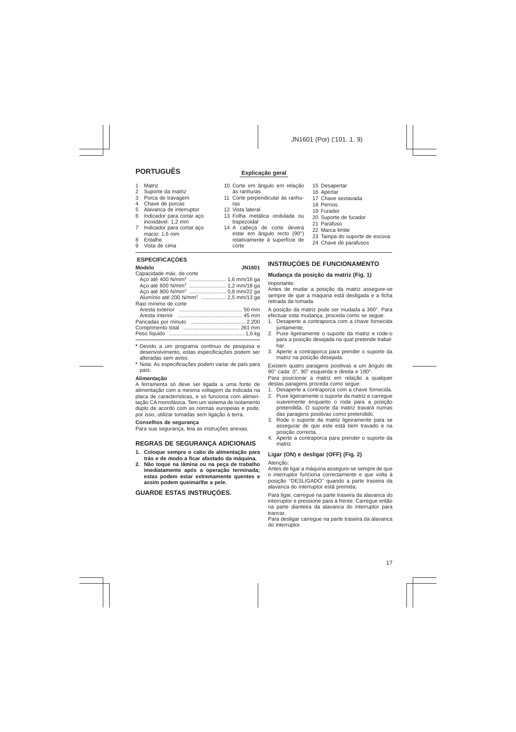# PORTUGUÊS

## Explicação geral

1. Matriz
2. Suporte da matriz
3. Porca de travagem
4. Chave de porcas
5. Alavanca de interruptor
6. Indicador para cortar aço inoxidável: 1,2 mm
7. Indicador para cortar aço macio: 1,6 mm
8. Entalhe
9. Vista de cima
10. Corte em ângulo em relação às ranhuras
11. Corte perpendicular às ranhuras
12. Vista lateral
13. Folha metálica ondulada ou trapezoidal
14. A cabeça de corte deverá estar em ângulo recto (90°) relativamente à superfície de corte
15. Desapertar
16. Apertar
17. Chave sextavada
18. Pernos
19. Furador
20. Suporte de furador
21. Parafuso
22. Marca limite
23. Tampa do suporte de escova
24. Chave de parafusos

## ESPECIFICAÇÕES

| Modelo | JN1601 |
|---|---|
| Capacidade máx. de corte | |
| Aço até 400 N/mm² | 1,6 mm/16 ga |
| Aço até 600 N/mm² | 1,2 mm/18 ga |
| Aço até 800 N/mm² | 0,8 mm/22 ga |
| Alumínio até 200 N/mm² | 2,5 mm/13 ga |
| Raio mínimo de corte | |
| Aresta exterior | 50 mm |
| Aresta interior | 45 mm |
| Pancadas por minuto | 2.200 |
| Comprimento total | 261 mm |
| Peso líquido | 1,6 kg |

- Devido a um programa contínuo de pesquisa e desenvolvimento, estas especificações podem ser alteradas sem aviso.
- Nota: As especificações podem variar de país para país.

**Alimentação**

A ferramenta só deve ser ligada a uma fonte de alimentação com a mesma voltagem da indicada na placa de características, e só funciona com alimentação CA monofásica. Tem um sistema de isolamento duplo de acordo com as normas europeias e pode, por isso, utilizar tomadas sem ligação à terra.

**Conselhos de segurança**

Para sua segurança, leia as instruções anexas.

## REGRAS DE SEGURANÇA ADICIONAIS

1. **Coloque sempre o cabo de alimentação para trás e de modo a ficar afastado da máquina.**
2. **Não toque na lâmina ou na peça de trabalho imediatamente após a operação terminada; estas podem estar extremamente quentes e assim podem queimarlhe a pele.**

## GUARDE ESTAS INSTRUÇÕES.

## INSTRUÇÕES DE FUNCIONAMENTO

### Mudança da posição da matriz (Fig. 1)

Importante:

Antes de mudar a posição da matriz assegure-se sempre de que a máquina está desligada e a ficha retirada da tomada.

A posição da matriz pode ser mudada a 360°. Para efectuar esta mudança, proceda como se segue:

1. Desaperte a contraporca com a chave fornecida juntamente.
2. Puxe ligeiramente o suporte da matriz e rode-o para a posição desejada na qual pretende trabalhar.
3. Aperte a contraporca para prender o suporte da matriz na posição desejada.

Existem quatro paragens positivas a um ângulo de 90° cada: 0°, 90° esquerda e direita e 180°.

Para posicionar a matriz em relação a qualquer destas paragens proceda como segue:

1. Desaperte a contraporca com a chave fornecida.
2. Puxe ligeiramente o suporte da matriz e carregue suavemente enquanto o roda para a posição pretendida. O suporte da matriz travará numas das paragens positivas como pretendido.
3. Rode o suporte da matriz ligeiramente para se assegurar de que este está bem travado e na posição correcta.
4. Aperte a contraporca para prender o suporte da matriz.

### Ligar (ON) e desligar (OFF) (Fig. 2)

Atenção:

Antes de ligar a máquina assegure-se sempre de que o interruptor funciona correctamente e que volta à posição "DESLIGADO" quando a parte traseira da alavanca do interruptor está premida.

Para ligar, carregue na parte traseira da alavanca do interruptor e pressione para a frente. Carregue então na parte dianteira da alavanca do interruptor para trancar.

Para desligar carregue na parte traseira da alavanca do interruptor.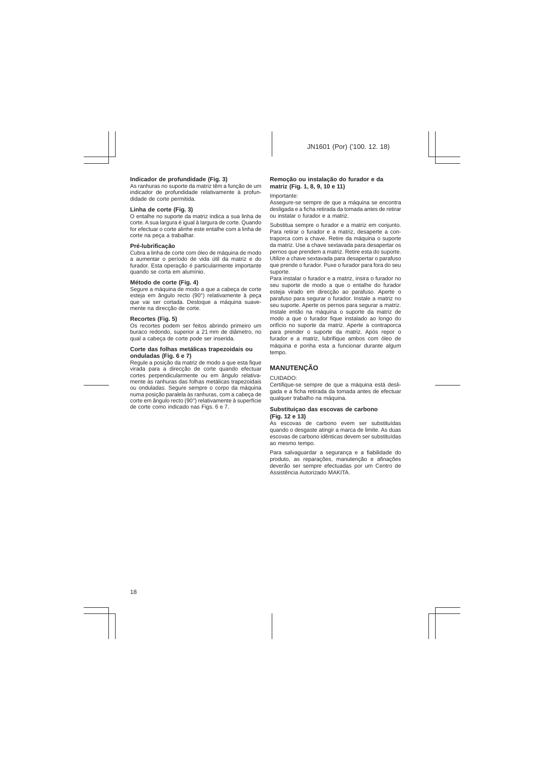### Indicador de profundidade (Fig. 3)

As ranhuras no suporte da matriz têm a função de um indicador de profundidade relativamente à profundidade de corte permitida.

### Linha de corte (Fig. 3)

O entalhe no suporte da matriz indica a sua linha de corte. A sua largura é igual à largura de corte. Quando for efectuar o corte alinhe este entalhe com a linha de corte na peça a trabalhar.

### Pré-lubrificação

Cubra a linha de corte com óleo de máquina de modo a aumentar o período de vida útil da matriz e do furador. Esta operação é particularmente importante quando se corta em alumínio.

### Método de corte (Fig. 4)

Segure a máquina de modo a que a cabeça de corte esteja em ângulo recto (90°) relativamente à peça que vai ser cortada. Desloque a máquina suavemente na direcção de corte.

### Recortes (Fig. 5)

Os recortes podem ser feitos abrindo primeiro um buraco redondo, superior a 21 mm de diâmetro, no qual a cabeça de corte pode ser inserida.

### Corte das folhas metálicas trapezoidais ou onduladas (Fig. 6 e 7)

Regule a posição da matriz de modo a que esta fique virada para a direcção de corte quando efectuar cortes perpendicularmente ou em ângulo relativamente às ranhuras das folhas metálicas trapezoidais ou onduladas. Segure sempre o corpo da máquina numa posição paralela às ranhuras, com a cabeça de corte em ângulo recto (90°) relativamente à superfície de corte como indicado nas Figs. 6 e 7.

### Remoção ou instalação do furador e da matriz (Fig. 1, 8, 9, 10 e 11)

Importante:
Assegure-se sempre de que a máquina se encontra desligada e a ficha retirada da tomada antes de retirar ou instalar o furador e a matriz.

Substitua sempre o furador e a matriz em conjunto. Para retirar o furador e a matriz, desaperte a contraporca com a chave. Retire da máquina o suporte da matriz. Use a chave sextavada para desapertar os pernos que prendem a matriz. Retire esta do suporte. Utilize a chave sextavada para desapertar o parafuso que prende o furador. Puxe o furador para fora do seu suporte.
Para instalar o furador e a matriz, insira o furador no seu suporte de modo a que o entalhe do furador esteja virado em direcção ao parafuso. Aperte o parafuso para segurar o furador. Instale a matriz no seu suporte. Aperte os pernos para segurar a matriz. Instale então na máquina o suporte da matriz de modo a que o furador fique instalado ao longo do orifício no suporte da matriz. Aperte a contraporca para prender o suporte da matriz. Após repor o furador e a matriz, lubrifique ambos com óleo de máquina e ponha esta a funcionar durante algum tempo.

## MANUTENÇÃO

CUIDADO:
Certifique-se sempre de que a máquina está desligada e a ficha retirada da tomada antes de efectuar qualquer trabalho na máquina.

### Substituiçao das escovas de carbono (Fig. 12 e 13)

As escovas de carbono evem ser substituídas quando o desgaste atingir a marca de limite. As duas escovas de carbono idênticas devem ser substituídas ao mesmo tempo.

Para salvaguardar a segurança e a fiabilidade do produto, as reparações, manutenção e afinações deverão ser sempre efectuadas por um Centro de Assistência Autorizado MAKITA.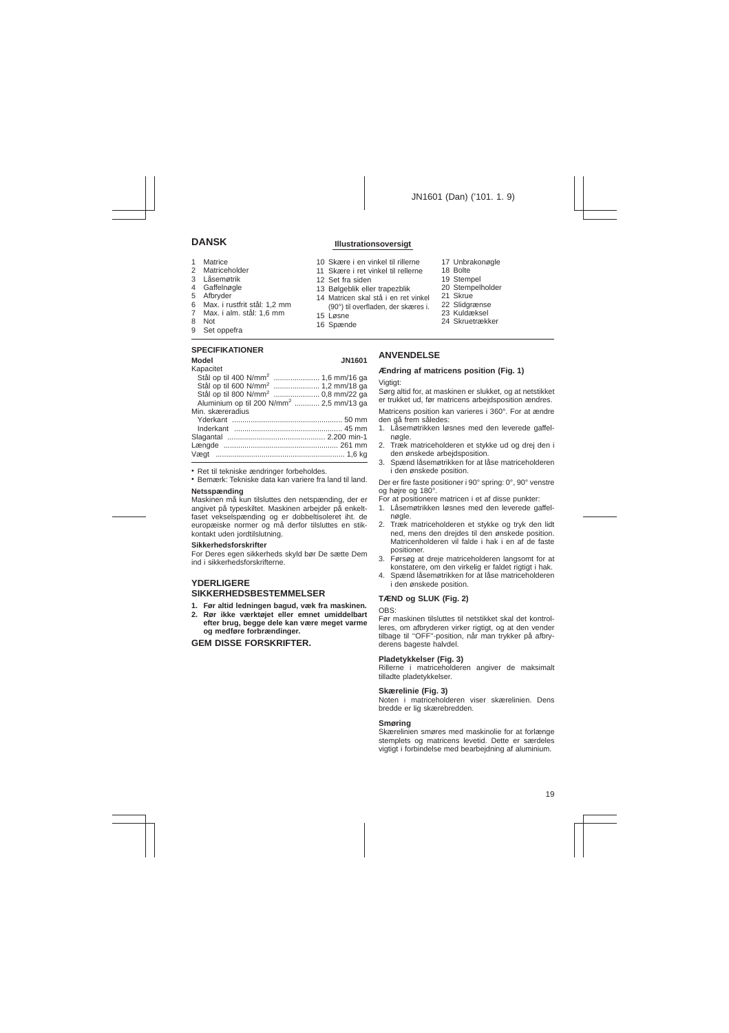# DANSK

## Illustrationsoversigt

1. Matrice
2. Matriceholder
3. Låsemøtrik
4. Gaffelnøgle
5. Afbryder
6. Max. i rustfrit stål: 1,2 mm
7. Max. i alm. stål: 1,6 mm
8. Not
9. Set oppefra
10. Skære i en vinkel til rillerne
11. Skære i ret vinkel til rellerne
12. Set fra siden
13. Bølgeblik eller trapezblik
14. Matricen skal stå i en ret vinkel (90°) til overfladen, der skæres i.
15. Løsne
16. Spænde
17. Unbrakonøgle
18. Bolte
19. Stempel
20. Stempelholder
21. Skrue
22. Slidgrænse
23. Kuldæksel
24. Skruetrækker

## SPECIFIKATIONER

| Model | JN1601 |
|---|---|
| Kapacitet | |
| Stål op til 400 N/mm² | 1,6 mm/16 ga |
| Stål op til 600 N/mm² | 1,2 mm/18 ga |
| Stål op til 800 N/mm² | 0,8 mm/22 ga |
| Aluminium op til 200 N/mm² | 2,5 mm/13 ga |
| Min. skæreradius | |
| Yderkant | 50 mm |
| Inderkant | 45 mm |
| Slagantal | 2.200 min-1 |
| Længde | 261 mm |
| Vægt | 1,6 kg |

- Ret til tekniske ændringer forbeholdes.
- Bemærk: Tekniske data kan variere fra land til land.

**Netsspænding**

Maskinen må kun tilsluttes den netspænding, der er angivet på typeskiltet. Maskinen arbejder på enkeltfaset vekselspænding og er dobbeltisoleret iht. de europæiske normer og må derfor tilsluttes en stikkontakt uden jordtilslutning.

**Sikkerhedsforskrifter**

For Deres egen sikkerheds skyld bør De sætte Dem ind i sikkerhedsforskrifterne.

## YDERLIGERE SIKKERHEDSBESTEMMELSER

1. **Før altid ledningen bagud, væk fra maskinen.**
2. **Rør ikke værktøjet eller emnet umiddelbart efter brug, begge dele kan være meget varme og medføre forbrændinger.**

**GEM DISSE FORSKRIFTER.**

## ANVENDELSE

### Ændring af matricens position (Fig. 1)

Vigtigt:

Sørg altid for, at maskinen er slukket, og at netstikket er trukket ud, før matricens arbejdsposition ændres.

Matricens position kan varieres i 360°. For at ændre den gå frem således:

1. Låsemøtrikken løsnes med den leverede gaffelnøgle.
2. Træk matriceholderen et stykke ud og drej den i den ønskede arbejdsposition.
3. Spænd låsemøtrikken for at låse matriceholderen i den ønskede position.

Der er fire faste positioner i 90° spring: 0°, 90° venstre og højre og 180°.

For at positionere matricen i et af disse punkter:

1. Låsemøtrikken løsnes med den leverede gaffelnøgle.
2. Træk matriceholderen et stykke og tryk den lidt ned, mens den drejdes til den ønskede position. Matriceholderen vil falde i hak i en af de faste positioner.
3. Førsøg at dreje matriceholderen langsomt for at konstatere, om den virkelig er faldet rigtigt i hak.
4. Spænd låsemøtrikken for at låse matriceholderen i den ønskede position.

### TÆND og SLUK (Fig. 2)

OBS:

Før maskinen tilsluttes til netstikket skal det kontrolleres, om afbryderen virker rigtigt, og at den vender tilbage til "OFF"-position, når man trykker på afbryderens bageste halvdel.

**Pladetykkelser (Fig. 3)**

Rillerne i matriceholderen angiver de maksimalt tilladte pladetykkelser.

**Skærelinie (Fig. 3)**

Noten i matriceholderen viser skærelinien. Dens bredde er lig skærebredden.

**Smøring**

Skærelinien smøres med maskinolie for at forlænge stemplets og matricens levetid. Dette er særdeles vigtigt i forbindelse med bearbejdning af aluminium.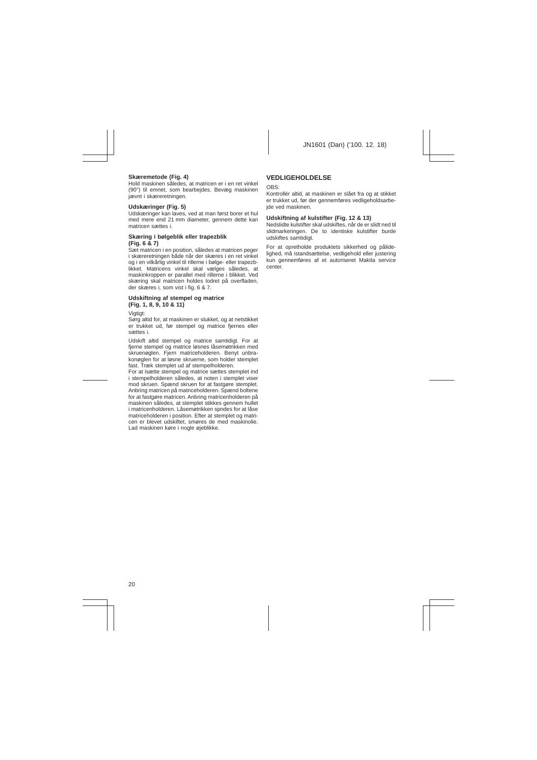### Skæremetode (Fig. 4)

Hold maskinen således, at matricen er i en ret vinkel (90°) til emnet, som bearbejdes. Bevæg maskinen jævnt i skæreretningen.

### Udskæringer (Fig. 5)

Udskæringer kan laves, ved at man først borer et hul med mere end 21 mm diameter, gennem dette kan matricen sættes i.

### Skæring i bølgeblik eller trapezblik (Fig. 6 & 7)

Sæt matricen i en position, således at matricen peger i skæreretningen både når der skæres i en ret vinkel og i en vilkårlig vinkel til rillerne i bølge- eller trapezblikket. Matricens vinkel skal vælges således, at maskinkroppen er parallel med rillerne i blikket. Ved skæring skal matricen holdes lodret på overfladen, der skæres i, som vist i fig. 6 & 7.

### Udskiftning af stempel og matrice (Fig. 1, 8, 9, 10 & 11)

Vigtigt:

Sørg altid for, at maskinen er slukket, og at netstikket er trukket ud, før stempel og matrice fjernes eller sættes i.

Udskift altid stempel og matrice samtidigt. For at fjerne stempel og matrice løsnes låsemøtrikken med skruenøglen. Fjern matriceholderen. Benyt unbrakonøglen for at løsne skruerne, som holder stemplet fast. Træk stemplet ud af stempelholderen.

For at isætte stempel og matrice sættes stemplet ind i stempelholderen således, at noten i stemplet viser mod skruen. Spænd skruen for at fastgøre stemplet. Anbring matricen på matriceholderen. Spænd boltene for at fastgøre matricen. Anbring matricenholderen på maskinen således, at stemplet stikkes gennem hullet i matricenholderen. Låsemøtrikken spndes for at låse matriceholderen i position. Efter at stemplet og matricen er blevet udskiftet, smøres de med maskinolie. Lad maskinen køre i nogle øjeblikke.

## VEDLIGEHOLDELSE

OBS:

Kontrollér altid, at maskinen er slået fra og at stikket er trukket ud, før der gennemføres vedligeholdsarbejde ved maskinen.

### Udskiftning af kulstifter (Fig. 12 & 13)

Nedslidte kulstifter skal udskiftes, når de er slidt ned til slidmarkeringen. De to identiske kulstifter burde udskiftes samtidigt.

For at opretholde produktets sikkerhed og pålidelighed, må istandsættelse, vedligehold eller justering kun gennemføres af et autoriseret Makita service center.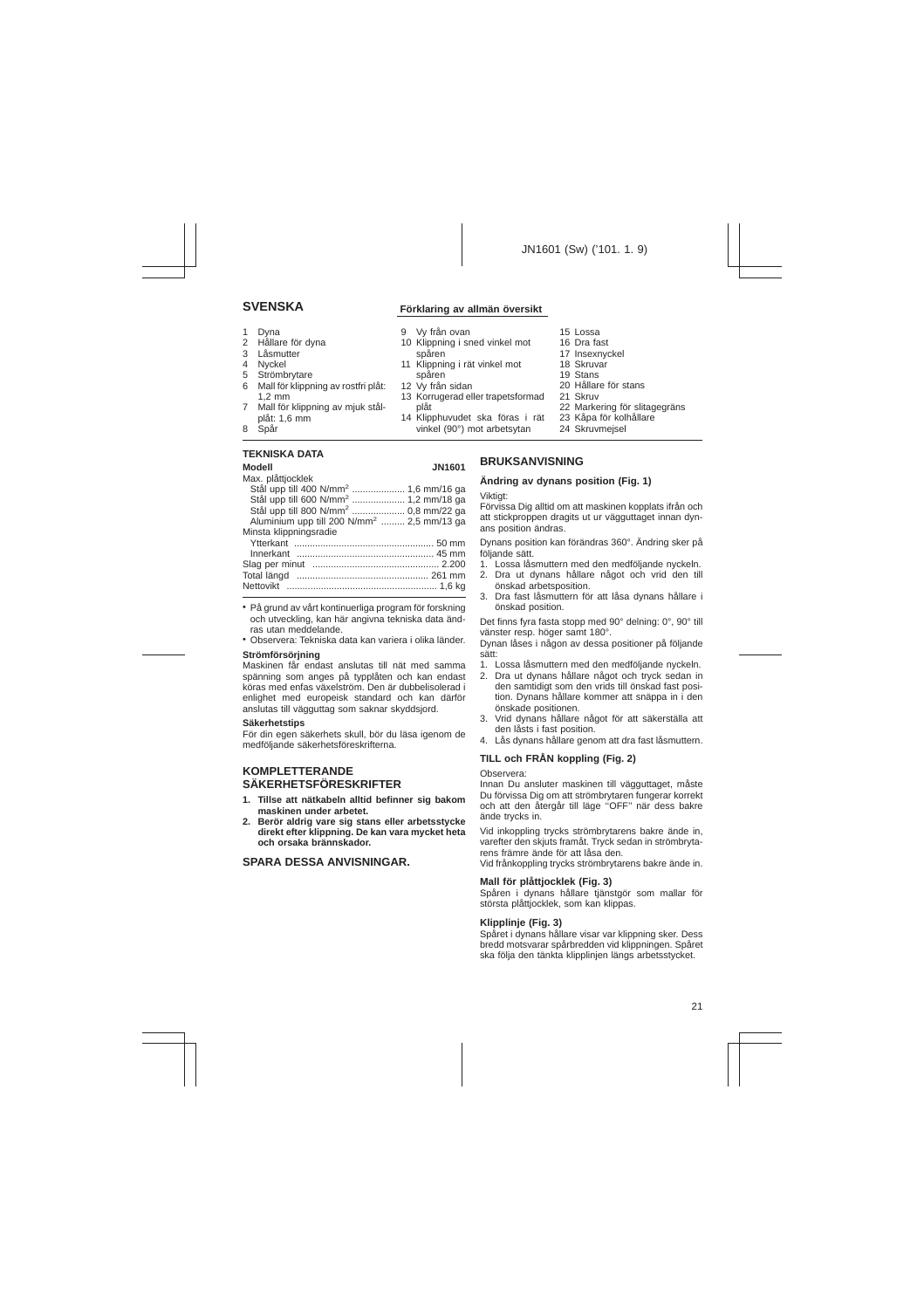## SVENSKA

### Förklaring av allmän översikt

1 Dyna
2 Hållare för dyna
3 Låsmutter
4 Nyckel
5 Strömbrytare
6 Mall för klippning av rostfri plåt: 1,2 mm
7 Mall för klippning av mjuk stålplåt: 1,6 mm
8 Spår
9 Vy från ovan
10 Klippning i sned vinkel mot spåren
11 Klippning i rät vinkel mot spåren
12 Vy från sidan
13 Korrugerad eller trapetsformad plåt
14 Klipphuvudet ska föras i rät vinkel (90°) mot arbetsytan
15 Lossa
16 Dra fast
17 Insexnyckel
18 Skruvar
19 Stans
20 Hållare för stans
21 Skruv
22 Markering för slitagegräns
23 Kåpa för kolhållare
24 Skruvmejsel

### TEKNISKA DATA

| Modell | JN1601 |
|---|---|
| Max. plåttjocklek | |
| Stål upp till 400 N/mm² | 1,6 mm/16 ga |
| Stål upp till 600 N/mm² | 1,2 mm/18 ga |
| Stål upp till 800 N/mm² | 0,8 mm/22 ga |
| Aluminium upp till 200 N/mm² | 2,5 mm/13 ga |
| Minsta klippningsradie | |
| Ytterkant | 50 mm |
| Innerkant | 45 mm |
| Slag per minut | 2.200 |
| Total längd | 261 mm |
| Nettovikt | 1,6 kg |

- På grund av vårt kontinuerliga program för forskning och utveckling, kan här angivna tekniska data ändras utan meddelande.
- Observera: Tekniska data kan variera i olika länder.

**Strömförsörjning**
Maskinen får endast anslutas till nät med samma spänning som anges på typplåten och kan endast köras med enfas växelström. Den är dubbelisolerad i enlighet med europeisk standard och kan därför anslutas till vägguttag som saknar skyddsjord.

**Säkerhetstips**
För din egen säkerhets skull, bör du läsa igenom de medföljande säkerhetsföreskrifterna.

### KOMPLETTERANDE SÄKERHETSFÖRESKRIFTER

1. **Tillse att nätkabeln alltid befinner sig bakom maskinen under arbetet.**
2. **Berör aldrig vare sig stans eller arbetsstycke direkt efter klippning. De kan vara mycket heta och orsaka brännskador.**

### SPARA DESSA ANVISNINGAR.

### BRUKSANVISNING

#### Ändring av dynans position (Fig. 1)

Viktigt:
Förvissa Dig alltid om att maskinen kopplats ifrån och att stickproppen dragits ut ur vägguttaget innan dynans position ändras.

Dynans position kan förändras 360°. Ändring sker på följande sätt.

1. Lossa låsmuttern med den medföljande nyckeln.
2. Dra ut dynans hållare något och vrid den till önskad arbetsposition.
3. Dra fast låsmuttern för att låsa dynans hållare i önskad position.

Det finns fyra fasta stopp med 90° delning: 0°, 90° till vänster resp. höger samt 180°.
Dynan låses i någon av dessa positioner på följande sätt:

1. Lossa låsmuttern med den medföljande nyckeln.
2. Dra ut dynans hållare något och tryck sedan in den samtidigt som den vrids till önskad fast position. Dynans hållare kommer att snäppa in i den önskade positionen.
3. Vrid dynans hållare något för att säkerställa att den låsts i fast position.
4. Lås dynans hållare genom att dra fast låsmuttern.

#### TILL och FRÅN koppling (Fig. 2)

Observera:
Innan Du ansluter maskinen till vägguttaget, måste Du förvissa Dig om att strömbrytaren fungerar korrekt och att den återgår till läge "OFF" när dess bakre ände trycks in.

Vid inkoppling trycks strömbrytarens bakre ände in, varefter den skjuts framåt. Tryck sedan in strömbrytarens främre ände för att låsa den.
Vid frånkoppling trycks strömbrytarens bakre ände in.

#### Mall för plåttjocklek (Fig. 3)

Spåren i dynans hållare tjänstgör som mallar för största plåttjocklek, som kan klippas.

#### Klipplinje (Fig. 3)

Spåret i dynans hållare visar var klippning sker. Dess bredd motsvarar spårbredden vid klippningen. Spåret ska följa den tänkta klipplinjen längs arbetsstycket.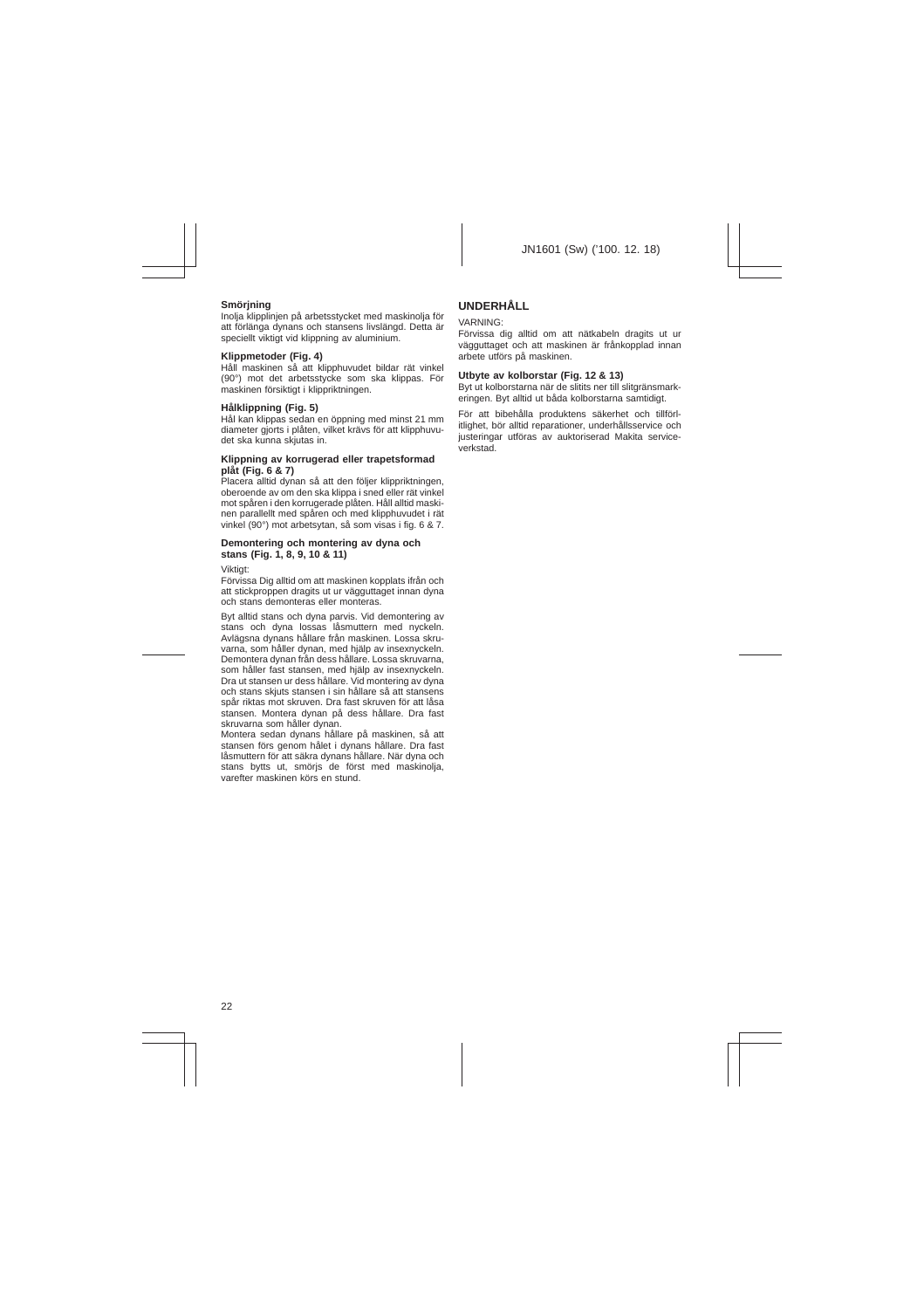### Smörjning

Inolja klipplinjen på arbetsstycket med maskinolja för att förlänga dynans och stansens livslängd. Detta är speciellt viktigt vid klippning av aluminium.

### Klippmetoder (Fig. 4)

Håll maskinen så att klipphuvudet bildar rät vinkel (90°) mot det arbetsstycke som ska klippas. För maskinen försiktigt i klippriktningen.

### Hålklippning (Fig. 5)

Hål kan klippas sedan en öppning med minst 21 mm diameter gjorts i plåten, vilket krävs för att klipphuvudet ska kunna skjutas in.

### Klippning av korrugerad eller trapetsformad plåt (Fig. 6 & 7)

Placera alltid dynan så att den följer klippriktningen, oberoende av om den ska klippa i sned eller rät vinkel mot spåren i den korrugerade plåten. Håll alltid maskinen parallellt med spåren och med klipphuvudet i rät vinkel (90°) mot arbetsytan, så som visas i fig. 6 & 7.

### Demontering och montering av dyna och stans (Fig. 1, 8, 9, 10 & 11)

Viktigt:

Förvissa Dig alltid om att maskinen kopplats ifrån och att stickproppen dragits ut ur vägguttaget innan dyna och stans demonteras eller monteras.

Byt alltid stans och dyna parvis. Vid demontering av stans och dyna lossas låsmuttern med nyckeln. Avlägsna dynans hållare från maskinen. Lossa skruvarna, som håller dynan, med hjälp av insexnyckeln. Demontera dynan från dess hållare. Lossa skruvarna, som håller fast stansen, med hjälp av insexnyckeln. Dra ut stansen ur dess hållare. Vid montering av dyna och stans skjuts stansen i sin hållare så att stansens spår riktas mot skruven. Dra fast skruven för att låsa stansen. Montera dynan på dess hållare. Dra fast skruvarna som håller dynan.

Montera sedan dynans hållare på maskinen, så att stansen förs genom hålet i dynans hållare. Dra fast låsmuttern för att säkra dynans hållare. När dyna och stans bytts ut, smörjs de först med maskinolja, varefter maskinen körs en stund.

## UNDERHÅLL

VARNING:

Förvissa dig alltid om att nätkabeln dragits ut ur vägguttaget och att maskinen är frånkopplad innan arbete utförs på maskinen.

### Utbyte av kolborstar (Fig. 12 & 13)

Byt ut kolborstarna när de slitits ner till slitgränsmarkeringen. Byt alltid ut båda kolborstarna samtidigt.

För att bibehålla produktens säkerhet och tillförlitlighet, bör alltid reparationer, underhållsservice och justeringar utföras av auktoriserad Makita serviceverkstad.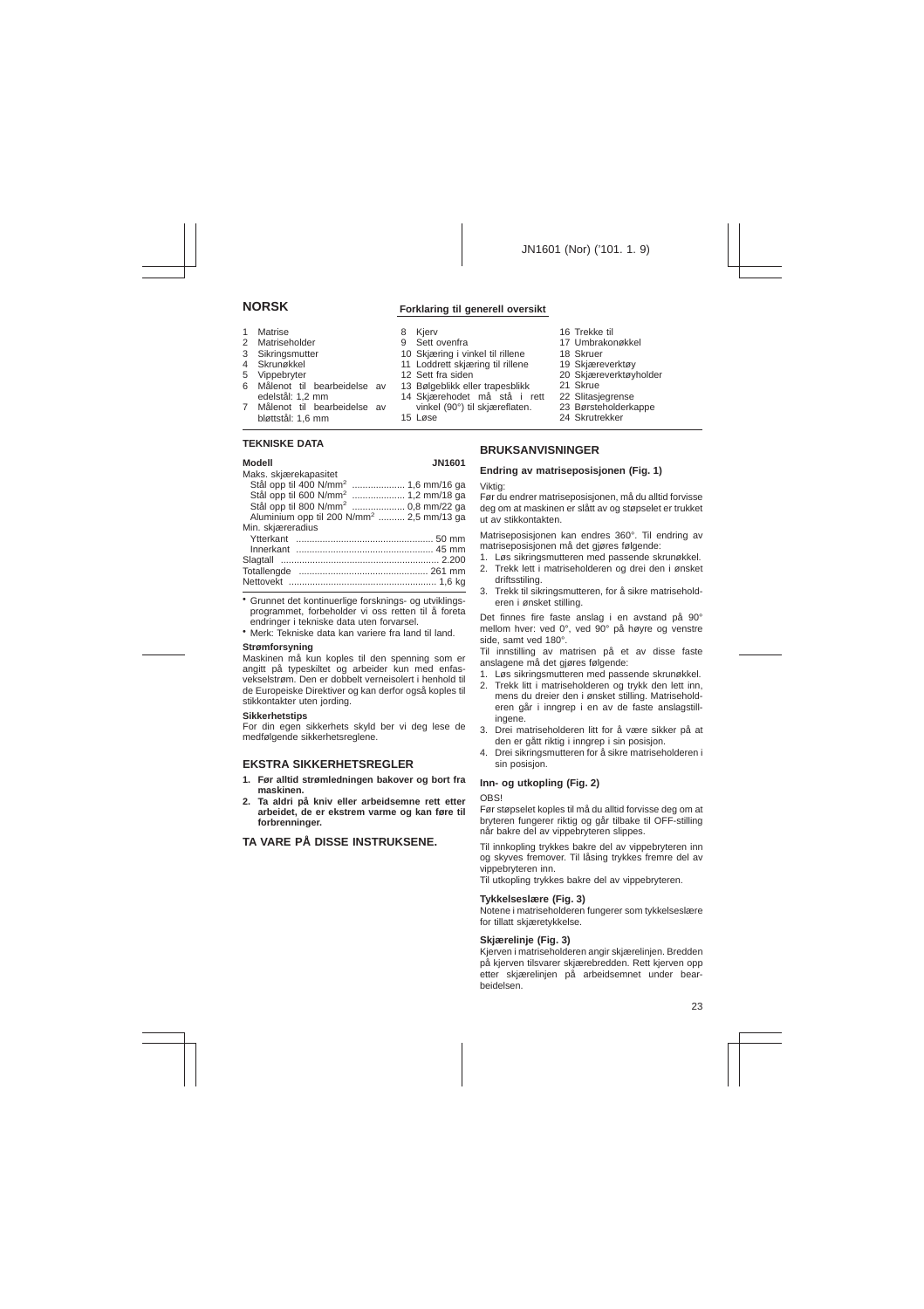## NORSK

### Forklaring til generell oversikt

1 Matrise
2 Matriseholder
3 Sikringsmutter
4 Skrunøkkel
5 Vippebryter
6 Målenot til bearbeidelse av edelstål: 1,2 mm
7 Målenot til bearbeidelse av bløttstål: 1,6 mm
8 Kjerv
9 Sett ovenfra
10 Skjæring i vinkel til rillene
11 Loddrett skjæring til rillene
12 Sett fra siden
13 Bølgeblikk eller trapesblikk
14 Skjærehodet må stå i rett vinkel (90°) til skjæreflaten.
15 Løse
16 Trekke til
17 Umbrakonøkkel
18 Skruer
19 Skjæreverktøy
20 Skjæreverktøyholder
21 Skrue
22 Slitasjegrense
23 Børsteholderkappe
24 Skrutrekker

### TEKNISKE DATA

| Modell | JN1601 |
|---|---|
| Maks. skjærekapasitet | |
| Stål opp til 400 N/mm$^2$ | 1,6 mm/16 ga |
| Stål opp til 600 N/mm$^2$ | 1,2 mm/18 ga |
| Stål opp til 800 N/mm$^2$ | 0,8 mm/22 ga |
| Aluminium opp til 200 N/mm$^2$ | 2,5 mm/13 ga |
| Min. skjæreradius | |
| Ytterkant | 50 mm |
| Innerkant | 45 mm |
| Slagtall | 2.200 |
| Totallengde | 261 mm |
| Nettovekt | 1,6 kg |

- Grunnet det kontinuerlige forsknings- og utviklingsprogrammet, forbeholder vi oss retten til å foreta endringer i tekniske data uten forvarsel.
- Merk: Tekniske data kan variere fra land til land.

**Strømforsyning**
Maskinen må kun koples til den spenning som er angitt på typeskiltet og arbeider kun med enfasvekselstrøm. Den er dobbelt verneisolert i henhold til de Europeiske Direktiver og kan derfor også koples til stikkontakter uten jording.

**Sikkerhetstips**
For din egen sikkerhets skyld ber vi deg lese de medfølgende sikkerhetsreglene.

### EKSTRA SIKKERHETSREGLER

1. **Før alltid strømledningen bakover og bort fra maskinen.**
2. **Ta aldri på kniv eller arbeidsemne rett etter arbeidet, de er ekstrem varme og kan føre til forbrenninger.**

### TA VARE PÅ DISSE INSTRUKSENE.

### BRUKSANVISNINGER

#### Endring av matriseposisjonen (Fig. 1)

Viktig:
Før du endrer matriseposisjonen, må du alltid forvisse deg om at maskinen er slått av og støpselet er trukket ut av stikkontakten.

Matriseposisjonen kan endres 360°. Til endring av matriseposisjonen må det gjøres følgende:

1. Løs sikringsmutteren med passende skrunøkkel.
2. Trekk lett i matriseholderen og drei den i ønsket driftsstiling.
3. Trekk til sikringsmutteren, for å sikre matriseholderen i ønsket stilling.

Det finnes fire faste anslag i en avstand på 90° mellom hver: ved 0°, ved 90° på høyre og venstre side, samt ved 180°.
Til innstilling av matrisen på et av disse faste anslagene må det gjøres følgende:

1. Løs sikringsmutteren med passende skrunøkkel.
2. Trekk litt i matriseholderen og trykk den lett inn, mens du dreier den i ønsket stilling. Matriseholderen går i inngrep i en av de faste anslagstillingene.
3. Drei matriseholderen litt for å være sikker på at den er gått riktig i inngrep i sin posisjon.
4. Drei sikringsmutteren for å sikre matriseholderen i sin posisjon.

#### Inn- og utkopling (Fig. 2)

OBS!
Før støpselet koples til må du alltid forvisse deg om at bryteren fungerer riktig og går tilbake til OFF-stilling når bakre del av vippebryteren slippes.

Til innkopling trykkes bakre del av vippebryteren inn og skyves fremover. Til låsing trykkes fremre del av vippebryteren inn.
Til utkopling trykkes bakre del av vippebryteren.

#### Tykkelseslære (Fig. 3)

Notene i matriseholderen fungerer som tykkelseslære for tillatt skjæretykkelse.

#### Skjærelinje (Fig. 3)

Kjerven i matriseholderen angir skjærelinjen. Bredden på kjerven tilsvarer skjærebredden. Rett kjerven opp etter skjærelinjen på arbeidsemnet under bearbeidelsen.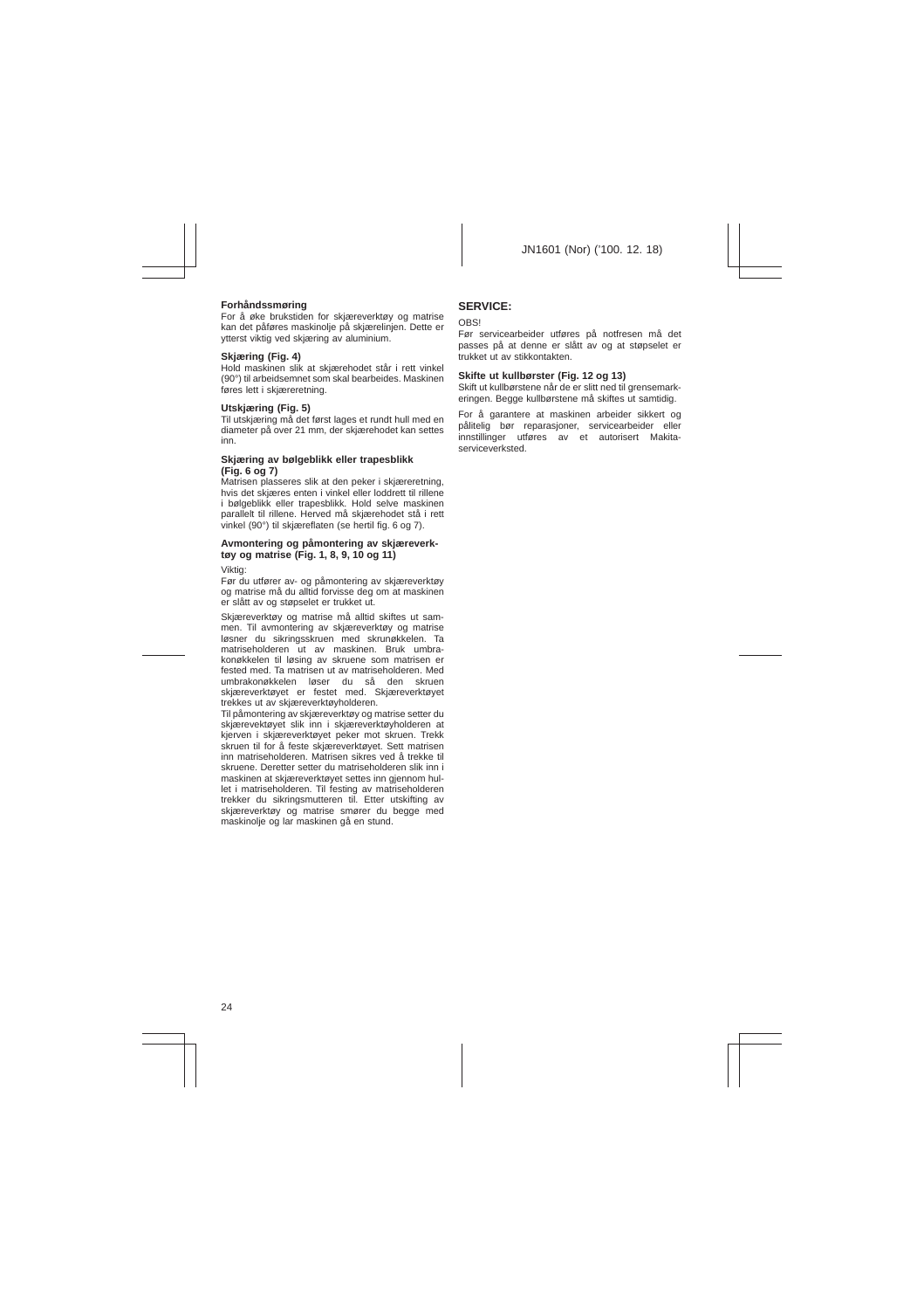### Forhåndssmøring

For å øke brukstiden for skjæreverktøy og matrise kan det påføres maskinolje på skjærelinjen. Dette er ytterst viktig ved skjæring av aluminium.

### Skjæring (Fig. 4)

Hold maskinen slik at skjærehodet står i rett vinkel (90°) til arbeidsemnet som skal bearbeides. Maskinen føres lett i skjæreretning.

### Utskjæring (Fig. 5)

Til utskjæring må det først lages et rundt hull med en diameter på over 21 mm, der skjærehodet kan settes inn.

### Skjæring av bølgeblikk eller trapesblikk (Fig. 6 og 7)

Matrisen plasseres slik at den peker i skjæreretning, hvis det skjæres enten i vinkel eller loddrett til rillene i bølgeblikk eller trapesblikk. Hold selve maskinen parallelt til rillene. Herved må skjærehodet stå i rett vinkel (90°) til skjæreflaten (se hertil fig. 6 og 7).

### Avmontering og påmontering av skjæreverktøy og matrise (Fig. 1, 8, 9, 10 og 11)

Viktig:
Før du utfører av- og påmontering av skjæreverktøy og matrise må du alltid forvisse deg om at maskinen er slått av og støpselet er trukket ut.

Skjæreverktøy og matrise må alltid skiftes ut sammen. Til avmontering av skjæreverktøy og matrise løsner du sikringsskruen med skrunøkkelen. Ta matriseholderen ut av maskinen. Bruk umbrakonøkkelen til løsing av skruene som matrisen er fested med. Ta matrisen ut av matriseholderen. Med umbrakonøkkelen løser du så den skruen skjæreverktøyet er festet med. Skjæreverktøyet trekkes ut av skjæreverktøyholderen.
Til påmontering av skjæreverktøy og matrise setter du skjærevektøyet slik inn i skjæreverktøyholderen at kjerven i skjæreverktøyet peker mot skruen. Trekk skruen til for å feste skjæreverktøyet. Sett matrisen inn matriseholderen. Matrisen sikres ved å trekke til skruene. Deretter setter du matriseholderen slik inn i maskinen at skjæreverktøyet settes inn gjennom hullet i matriseholderen. Til festing av matriseholderen trekker du sikringsmutteren til. Etter utskifting av skjæreverktøy og matrise smører du begge med maskinolje og lar maskinen gå en stund.

## SERVICE:

OBS!
Før servicearbeider utføres på notfresen må det passes på at denne er slått av og at støpselet er trukket ut av stikkontakten.

### Skifte ut kullbørster (Fig. 12 og 13)

Skift ut kullbørstene når de er slitt ned til grensemarkeringen. Begge kullbørstene må skiftes ut samtidig.

For å garantere at maskinen arbeider sikkert og pålitelig bør reparasjoner, servicearbeider eller innstillinger utføres av et autorisert Makita-serviceverksted.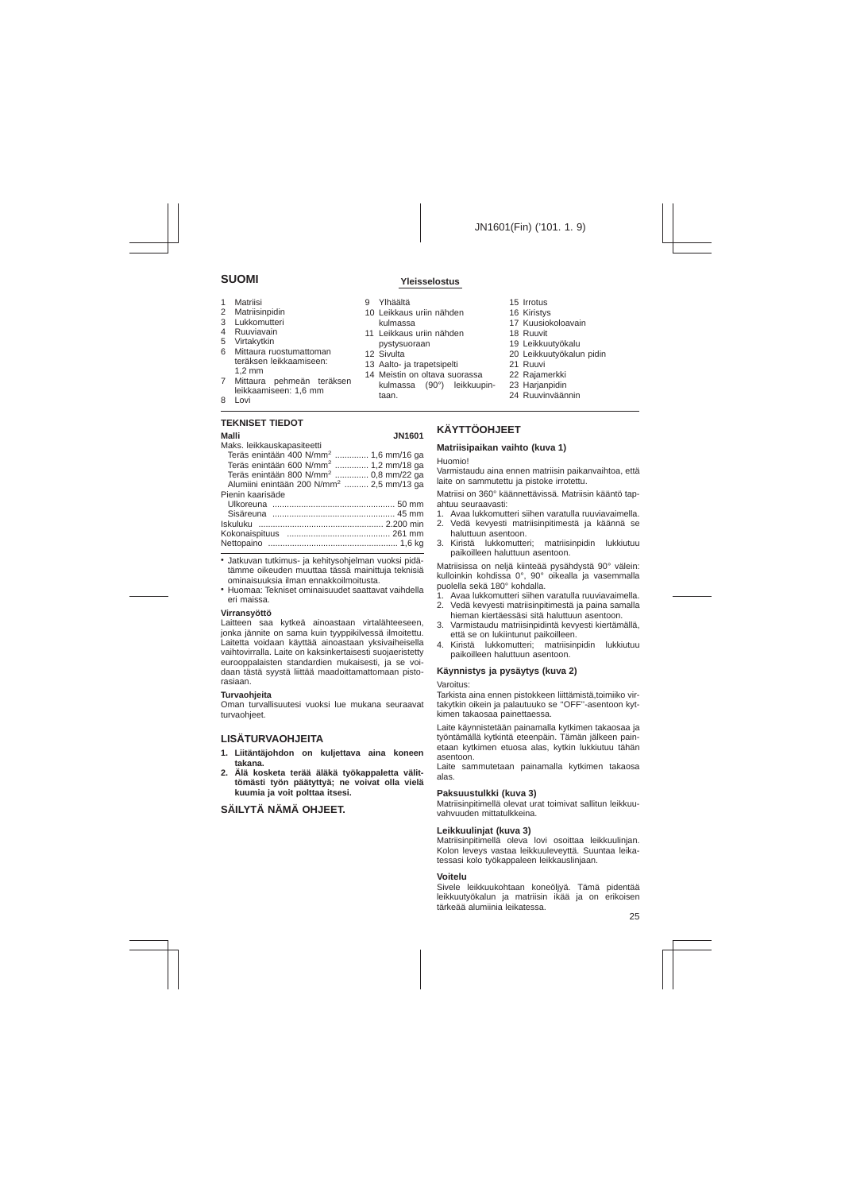## SUOMI

### Yleisselostus

1 Matriisi
2 Matriisinpidin
3 Lukkomutteri
4 Ruuviavain
5 Virtakytkin
6 Mittaura ruostumattoman teräksen leikkaamiseen: 1,2 mm
7 Mittaura pehmeän teräksen leikkaamiseen: 1,6 mm
8 Lovi
9 Ylhäältä
10 Leikkaus uriin nähden kulmassa
11 Leikkaus uriin nähden pystysuoraan
12 Sivulta
13 Aalto- ja trapetsipelti
14 Meistin on oltava suorassa kulmassa (90°) leikkuupintaan.
15 Irrotus
16 Kiristys
17 Kusiokoloavain
18 Ruuvit
19 Leikkuutyökalu
20 Leikkuutyökalun pidin
21 Ruuvi
22 Rajamerkki
23 Harjanpidin
24 Ruuvinväännin

### TEKNISET TIEDOT

| Malli | JN1601 |
|---|---|
| Maks. leikkauskapasiteetti | |
| Teräs enintään 400 N/mm² | 1,6 mm/16 ga |
| Teräs enintään 600 N/mm² | 1,2 mm/18 ga |
| Teräs enintään 800 N/mm² | 0,8 mm/22 ga |
| Alumiini enintään 200 N/mm² | 2,5 mm/13 ga |
| Pienin kaarisäde | |
| Ulkoreuna | 50 mm |
| Sisäreuna | 45 mm |
| Iskuluku | 2.200 min |
| Kokonaispituus | 261 mm |
| Nettopaino | 1,6 kg |

- Jatkuvan tutkimus- ja kehitysohjelman vuoksi pidätämme oikeuden muuttaa tässä mainittuja teknisiä ominaisuuksia ilman ennakkoilmoitusta.
- Huomaa: Tekniset ominaisuudet saattavat vaihdella eri maissa.

**Virransyöttö**

Laitteen saa kytkeä ainoastaan virtalähteeseen, jonka jännite on sama kuin tyyppikilvessä ilmoitettu. Laitetta voidaan käyttää ainoastaan yksivaiheisella vaihtovirralla. Laite on kaksinkertaisesti suojaeristetty eurooppalaisten standardien mukaisesti, ja se voidaan tästä syystä liittää maadoittamattomaan pistorasiaan.

**Turvaohjeita**

Oman turvallisuutesi vuoksi lue mukana seuraavat turvaohjeet.

### LISÄTURVAOHJEITA

1. **Liitäntäjohdon on kuljettava aina koneen takana.**
2. **Älä kosketa terää äläkä työkappaletta välittömästi työn päätyttyä; ne voivat olla vielä kuumia ja voit polttaa itsesi.**

### SÄILYTÄ NÄMÄ OHJEET.

### KÄYTTÖOHJEET

#### Matriisipaikan vaihto (kuva 1)

Huomio!

Varmistaudu aina ennen matriisin paikanvaihtoa, että laite on sammutettu ja pistoke irrotettu.

Matriisi on 360° käännettävissä. Matriisin kääntö tapahtuu seuraavasti:

1. Avaa lukkomutteri siihen varatulla ruuviavaimella.
2. Vedä kevyesti matriisinpitimestä ja käännä se haluttuun asentoon.
3. Kiristä lukkomutteri; matriisinpidin lukkiutuu paikoilleen haluttuun asentoon.

Matriisissa on neljä kiinteää pysähdystä 90° välein: kulloinkin kohdissa 0°, 90° oikealla ja vasemmalla puolella sekä 180° kohdalla.

1. Avaa lukkomutteri siihen varatulla ruuviavaimella.
2. Vedä kevyesti matriisinpitimestä ja paina samalla hieman kiertäessäsi sitä haluttuun asentoon.
3. Varmistaudu matriisinpidintä kevyesti kiertämällä, että se on lukiintunut paikoilleen.
4. Kiristä lukkomutteri; matriisinpidin lukkiutuu paikoilleen haluttuun asentoon.

#### Käynnistys ja pysäytys (kuva 2)

Varoitus:

Tarkista aina ennen pistokkeen liittämistä,toimiiko virtakytkin oikein ja palautuuko se "OFF"-asentoon kytkimen takaosaa painettaessa.

Laite käynnistetään painamalla kytkimen takaosaa ja työntämällä kytkintä eteenpäin. Tämän jälkeen painetaan kytkimen etuosa alas, kytkin lukkiutuu tähän asentoon.

Laite sammutetaan painamalla kytkimen takaosa alas.

#### Paksuustulkki (kuva 3)

Matriisinpitimellä olevat urat toimivat sallitun leikkuuvahvuuden mittatulkkeina.

#### Leikkuulinjat (kuva 3)

Matriisinpitimellä oleva lovi osoittaa leikkuulinjan. Kolon leveys vastaa leikkuuleveyttä. Suuntaa leikatessasi kolo työkappaleen leikkauslinjaan.

#### Voitelu

Sivele leikkuukohtaan koneöljyä. Tämä pidentää leikkuutyökalun ja matriisin ikää ja on erikoisen tärkeää alumiinia leikatessa.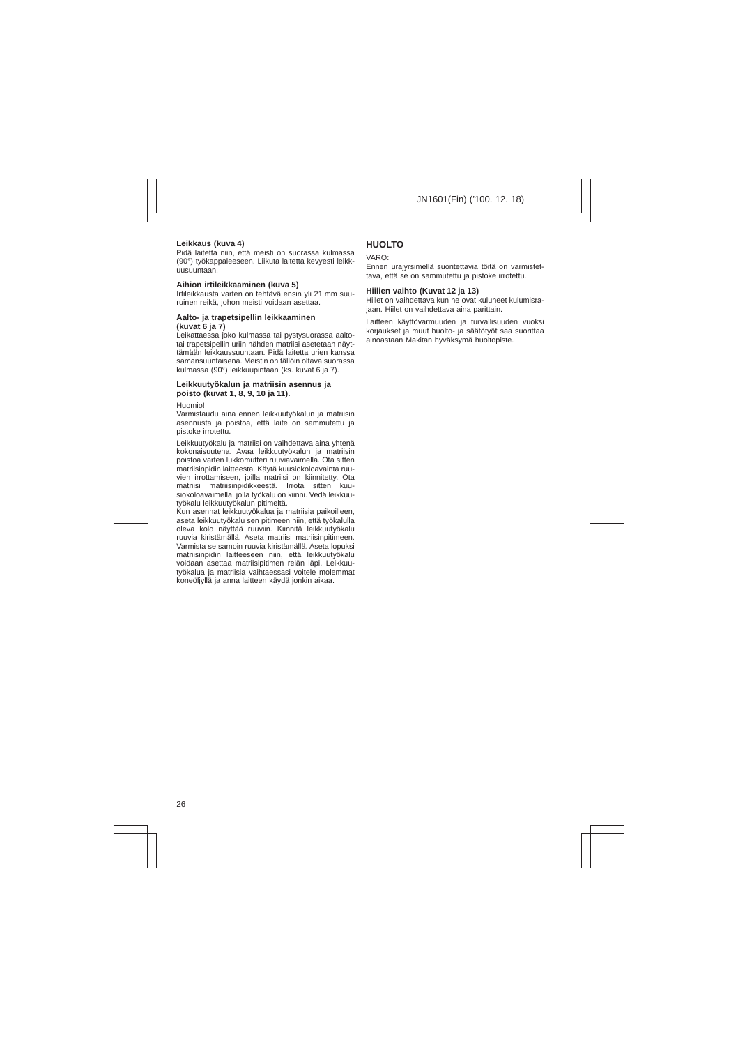### Leikkaus (kuva 4)

Pidä laitetta niin, että meisti on suorassa kulmassa (90°) työkappaleeseen. Liikuta laitetta kevyesti leikkuusuuntaan.

### Aihion irtileikkaaminen (kuva 5)

Irtileikkausta varten on tehtävä ensin yli 21 mm suuruinen reikä, johon meisti voidaan asettaa.

### Aalto- ja trapetsipellin leikkaaminen (kuvat 6 ja 7)

Leikattaessa joko kulmassa tai pystysuorassa aalto- tai trapetsipellin uriin nähden matriisi asetetaan näyttämään leikkaussuuntaan. Pidä laitetta urien kanssa samansuuntaisena. Meistin on tällöin oltava suorassa kulmassa (90°) leikkuupintaan (ks. kuvat 6 ja 7).

### Leikkuutyökalun ja matriisin asennus ja poisto (kuvat 1, 8, 9, 10 ja 11).

Huomio!

Varmistaudu aina ennen leikkuutyökalun ja matriisin asennusta ja poistoa, että laite on sammutettu ja pistoke irrotettu.

Leikkuutyökalu ja matriisi on vaihdettava aina yhtenä kokonaisuutena. Avaa leikkuutyökalun ja matriisin poistoa varten lukkomutteri ruuviavaimella. Ota sitten matriisinpidin laitteesta. Käytä kuusiokoloavainta ruuvien irrottamiseen, joilla matriisi on kiinnitetty. Ota matriisi matriisinpidikkeestä. Irrota sitten kuusiokoloavaimella, jolla työkalu on kiinni. Vedä leikkuutyökalu leikkuutyökalun pitimeltä.

Kun asennat leikkuutyökalua ja matriisia paikoilleen, aseta leikkuutyökalu sen pitimeen niin, että työkalulla oleva kolo näyttää ruuviin. Kiinnitä leikkuutyökalu ruuvia kiristämällä. Aseta matriisi matriisinpitimeen. Varmista se samoin ruuvia kiristämällä. Aseta lopuksi matriisinpidin laitteeseen niin, että leikkuutyökalu voidaan asettaa matriisipitimen reiän läpi. Leikkuutyökalua ja matriisia vaihtaessasi voitele molemmat koneöljyllä ja anna laitteen käydä jonkin aikaa.

## HUOLTO

VARO:

Ennen urajyrsimellä suoritettavia töitä on varmistettava, että se on sammutettu ja pistoke irrotettu.

### Hiilien vaihto (Kuvat 12 ja 13)

Hiilet on vaihdettava kun ne ovat kuluneet kulumisrajaan. Hiilet on vaihdettava aina parittain.

Laitteen käyttövarmuuden ja turvallisuuden vuoksi korjaukset ja muut huolto- ja säätötyöt saa suorittaa ainoastaan Makitan hyväksymä huoltopiste.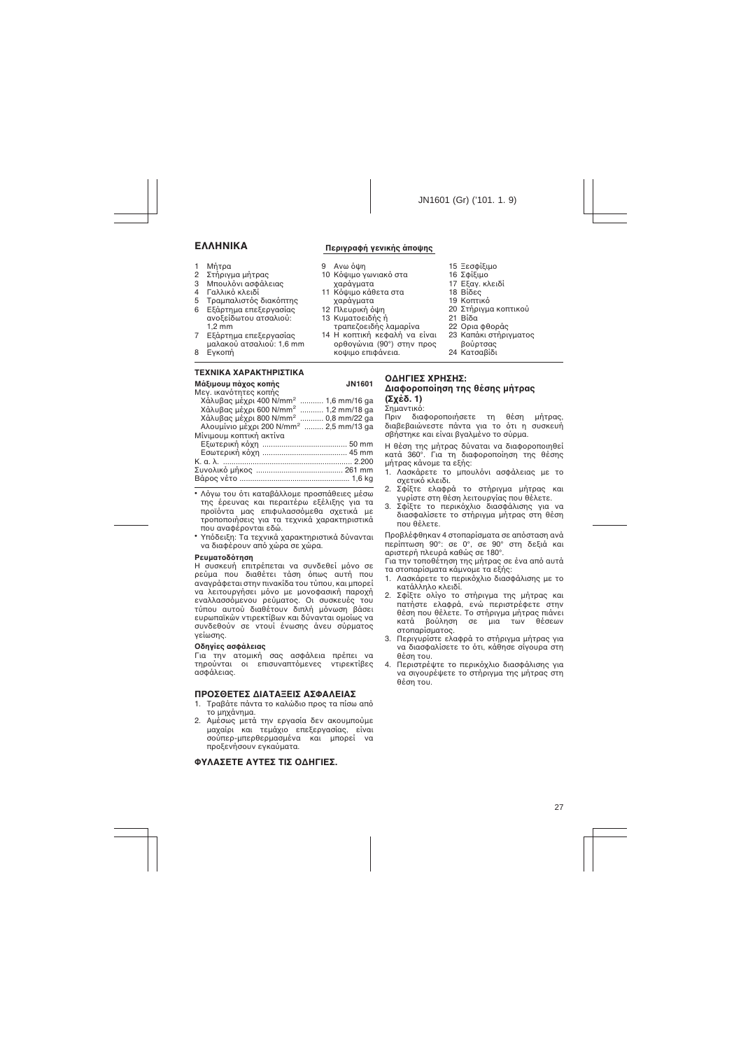## ΕΛΛΗΝΙΚΑ

### Περιγραφή γενικής άποψης

1. Μήτρα
2. Στήριγμα μήτρας
3. Μπουλόνι ασφάλειας
4. Γαλλικό κλειδί
5. Τραμπαλιστός διακόπτης
6. Εξάρτημα επεξεργασίας ανοξείδωτου ατσαλιού: 1,2 mm
7. Εξάρτημα επεξεργασίας μαλακού ατσαλιού: 1,6 mm
8. Εγκοπή
9. Ανω όψη
10. Κόψιμο γωνιακό στα χαράγματα
11. Κόψιμο κάθετα στα χαράγματα
12. Πλευρική όψη
13. Κυματοειδής ή τραπεζοειδής λαμαρίνα
14. Η κοπτική κεφαλή να είναι ορθογώνια (90°) στην προς κοψιμο επιφάνεια.
15. Ξεσφίξιμο
16. Σφίξιμο
17. Εξαγ. κλειδί
18. Βίδες
19. Κοπτικό
20. Στήριγμα κοπτικού
21. Βίδα
22. Ορια φθοράς
23. Καπάκι στήριγματος βούρτσας
24. Κατσαβίδι

### ΤΕΧΝΙΚΑ ΧΑΡΑΚΤΗΡΙΣΤΙΚΑ

| Μάξιμουμ πάχος κοπής | JN1601 |
|---|---|
| Μεγ. ικανότητες κοπής | |
| Χάλυβας μέχρι 400 N/mm² | 1,6 mm/16 ga |
| Χάλυβας μέχρι 600 N/mm² | 1,2 mm/18 ga |
| Χάλυβας μέχρι 800 N/mm² | 0,8 mm/22 ga |
| Αλουμίνιο μέχρι 200 N/mm² | 2,5 mm/13 ga |
| Μίνιμουμ κοπτική ακτίνα | |
| Εξωτερική κόχη | 50 mm |
| Εσωτερική κόχη | 45 mm |
| Κ. α. λ. | 2.200 |
| Συνολικό μήκος | 261 mm |
| Βάρος νέτο | 1,6 kg |

- Λόγω του ότι καταβάλλομε προσπάθειες μέσω της έρευνας και περαιτέρω εξέλιξης για τα προϊόντα μας επιφυλασσόμεθα σχετικά με τροποποιήσεις για τα τεχνικά χαρακτηριστικά που αναφέρονται εδώ.
- Υπόδειξη: Τα τεχνικά χαρακτηριστικά δύνανται να διαφέρουν από χώρα σε χώρα.

#### Ρευματοδότηση

Η συσκευή επιτρέπεται να συνδεθεί μόνο σε ρεύμα που διαθέτει τάση όπως αυτή που αναγράφεται στην πινακίδα του τύπου, και μπορεί να λειτουργήσει μόνο με μονοφασική παροχή εναλλασσόμενου ρεύματος. Οι συσκευές του τύπου αυτού διαθέτουν διπλή μόνωση βάσει ευρωπαϊκών ντιρεκτίβων και δύνανται ομοίως να συνδεθούν σε ντουί ένωσης άνευ σύρματος γείωσης.

#### Οδηγίες ασφάλειας

Για την ατομική σας ασφάλεια πρέπει να τηρούνται οι επισυναπτόμενες ντιρεκτίβες ασφάλειας.

### ΠΡΟΣΘΕΤΕΣ ΔΙΑΤΑΞΕΙΣ ΑΣΦΑΛΕΙΑΣ

1. Τραβάτε πάντα το καλώδιο προς τα πίσω από το μηχάνημα.
2. Αμέσως μετά την εργασία δεν ακουμπούμε μαχαίρι και τεμάχιο επεξεργασίας, είναι σούπερ-μπερθερμασμένα και μπορεί να προξενήσουν εγκαύματα.

### ΦΥΛΑΣΕΤΕ ΑΥΤΕΣ ΤΙΣ ΟΔΗΓΙΕΣ.

### ΟΔΗΓΙΕΣ ΧΡΗΣΗΣ:
### Διαφοροποίηση της θέσης μήτρας (Σχέδ. 1)

Σημαντικό:
Πριν διαφοροποιήσετε τη θέση μήτρας, διαβεβαιώνεστε πάντα για το ότι η συσκευή σβήστηκε και είναι βγαλμένο το σύρμα.

Η θέση της μήτρας δύναται να διαφοροποιηθεί κατά 360°. Για τη διαφοροποίηση της θέσης μήτρας κάνομε τα εξής:

1. Λασκάρετε το μπουλόνι ασφάλειας με το σχετικό κλειδί.
2. Σφίξτε ελαφρά το στήριγμα μήτρας και γυρίστε στη θέση λειτουργίας που θέλετε.
3. Σφίξτε το περικόχλιο διασφάλισης για να διασφαλίσετε το στήριγμα μήτρας στη θέση που θέλετε.

Προβλέφθηκαν 4 στοπαρίσματα σε απόσταση ανά περίπτωση 90°: σε 0°, σε 90° στη δεξιά και αριστερή πλευρά καθώς σε 180°.
Για την τοποθέτηση της μήτρας σε ένα από αυτά τα στοπαρίσματα κάμνομε τα εξής:

1. Λασκάρετε το περικόχλιο διασφάλισης με το κατάλληλο κλειδί.
2. Σφίξτε ολίγο το στήριγμα της μήτρας και πατήστε ελαφρά, ενώ περιστρέφετε στην θέση που θέλετε. Το στήριγμα μήτρας πιάνει κατά βούληση σε μια των θέσεων στοπαρίσματος.
3. Περιγυρίστε ελαφρά το στήριγμα μήτρας για να διασφαλίσετε το ότι, κάθησε σίγουρα στη θέση του.
4. Περιστρέψτε το περικόχλιο διασφάλισης για να σιγουρέψετε το στήριγμα της μήτρας στη θέση του.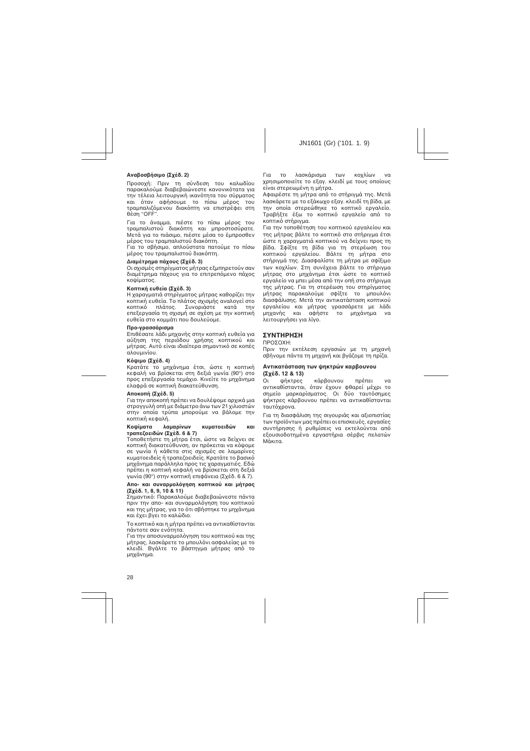### Αναβοσβήσιμο (Σχέδ. 2)

Προσοχή: Πριν τη σύνδεση του καλωδίου παρακαλούμε διαβεβαιώνεστε κανονικότατα για την τέλεια λειτουργική ικανότητα του σύρματος και όταν αφήσουμε το πίσω μέρος του τραμπαλιζόμενου διακόπτη να επιστρέφει στη θέση "OFF".

Για το άναμμα, πιέστε το πίσω μέρος του τραμπαλιστού διακόπτη και μπροστοσύρατε. Μετά για το πιάσιμο, πιέστε μέσα το έμπροσθεν μέρος του τραμπαλιστού διακόπτη.

Για το σβήσιμο, απλούστατα πατούμε το πίσω μέρος του τραμπαλιστού διακόπτη.

### Διαμέτρημα πάχους (Σχέδ. 3)

Οι σχισμές στηρίγματος μήτρας εξυπηρετούν σαν διαμέτρημα πάχους για το επιτρεπόμενο πάχος κοψίματος.

### Κοπτική ευθεία (Σχέδ. 3)

Η χαραγματιά στηρίγματος μήτρας καθορίζει την κοπτική ευθεία. Το πλάτος σχισμής αναλογεί στο κοπτικό πλάτος. Συνοριάστε κατά την επεξεργασία τη σχισμή σε σχέση με την κοπτική ευθεία στο κομμάτι που δουλεύομε.

### Προ-γρασσάρισμα

Επιθέσατε λάδι μηχανής στην κοπτική ευθεία για αύξηση της περιόδου χρήσης κοπτικού και μήτρας. Αυτό είναι ιδιαίτερα σημαντικό σε κοπές αλουμινίου.

### Κόψιμο (Σχέδ. 4)

Κρατάτε το μηχάνημα έτσι, ώστε η κοπτική κεφαλή να βρίσκεται στη δεξιά γωνία (90°) στο προς επεξεργασία τεμάχιο. Κινείτε το μηχάνημα ελαφρά σε κοπτική διακατεύθυνση.

### Αποκοπή (Σχέδ. 5)

Για την αποκοπή πρέπει να δουλέψομε αρχικά μια στρογγυλή οπή με διάμετρο άνω των 21 χιλιοστών στην οποία τρύπα μπορούμε να βάλομε την κοπτική κεφαλή.

### Κοψίματα λαμαρίνων κυματοειδών και τραπεζοειδών (Σχέδ. 6 & 7)

Τοποθετήστε τη μήτρα έτσι, ώστε να δείχνει σε κοπτική διακατεύθυνση, αν πρόκειται να κόψομε σε γωνία ή κάθετα στις σχισμές σε λαμαρίνες κυματοειδείς ή τραπεζοειδείς. Κρατάτε το βασικό μηχάνημα παράλληλα προς τις χαραγματιές. Εδώ πρέπει η κοπτική κεφαλή να βρίσκεται στη δεξιά γωνία (90°) στην κοπτική επιφάνεια (Σχέδ. 6 & 7).

### Απο- και συναρμολόγηση κοπτικού και μήτρας (Σχέδ. 1, 8, 9, 10 & 11)

Σημαντικό: Παρακαλούμε διαβεβαιώνεστε πάντα πριν την απο- και συναρμολόγηση του κοπτικού και της μήτρας, για το ότι σβήστηκε το μηχάνημα και έχει βγει το καλώδιο.

Το κοπτικό και η μήτρα πρέπει να αντικαθίστανται πάντοτε σαν ενότητα.

Για την αποσυναρμολόγηση του κοπτικού και της μήτρας, λασκάρετε το μπουλόνι ασφαλείας με το κλειδί. Βγάλτε το βάστηγμα μήτρας από το μηχάνημα.

Για το λασκάρισμα των κοχλίων να χρησιμοποιείτε το εξαγ. κλειδί με τους οποίους είναι στερεωμένη η μήτρα.

Αφαιρέστε τη μήτρα από το στήριγμά της. Μετά λασκάρετε με το εξάκωχο εξαγ. κλειδί τη βίδα, με την οποία στερεώθηκε το κοπτικό εργαλείο. Τραβήξτε έξω το κοπτικό εργαλείο από το κοπτικό στήριγμα.

Για την τοποθέτηση του κοπτικού εργαλείου και της μήτρας βάλτε το κοπτικό στο στήριγμα έτσι ώστε η χαραγματιά κοπτικού να δείχνει προς τη βίδα. Σφίξτε τη βίδα για τη στερέωση του κοπτικού εργαλείου. Βάλτε τη μήτρα στο στήριγμά της. Διασφαλίστε τη μήτρα με σφίξιμο των κοχλίων. Στη συνέχεια βάλτε το στήριγμα μήτρας στο μηχάνημα έτσι ώστε το κοπτικό εργαλείο να μπει μέσα από την οπή στο στήριγμα της μήτρας. Για τη στερέωση του στηρίγματος μήτρας παρακαλούμε σφίξτε το μπουλόνι διασφάλισης. Μετά την αντικατάσταση κοπτικού εργαλείου και μήτρας γρασσάρετε με λάδι μηχανής και αφήστε το μηχάνημα να λειτουργήσει για λίγο.

## ΣΥΝΤΗΡΗΣΗ

ΠΡΟΣΟΧΗ:

Πριν την εκτέλεση εργασιών με τη μηχανή σβήνομε πάντα τη μηχανή και βγάζομε τη πρίζα.

### Αντικατάσταση των ψηκτρών καρβουνου (Σχέδ. 12 & 13)

Οι ψήκτρες κάρβουνου πρέπει να αντικαθίστανται, όταν έχουν φθαρεί μέχρι το σημείο μαρκαρίσματος. Οι δύο ταυτόσημες ψήκτρες κάρβουνου πρέπει να αντικαθίστανται ταυτόχρονα.

Για τη διασφάλιση της σιγουριάς και αξιοπιστίας των προϊόντων μας πρέπει οι επισκευές, εργασίες συντήρησης ή ρυθμίσεις να εκτελούνται από εξουσιοδοτημένα εργαστήρια σέρβις πελατών Μάκιτα.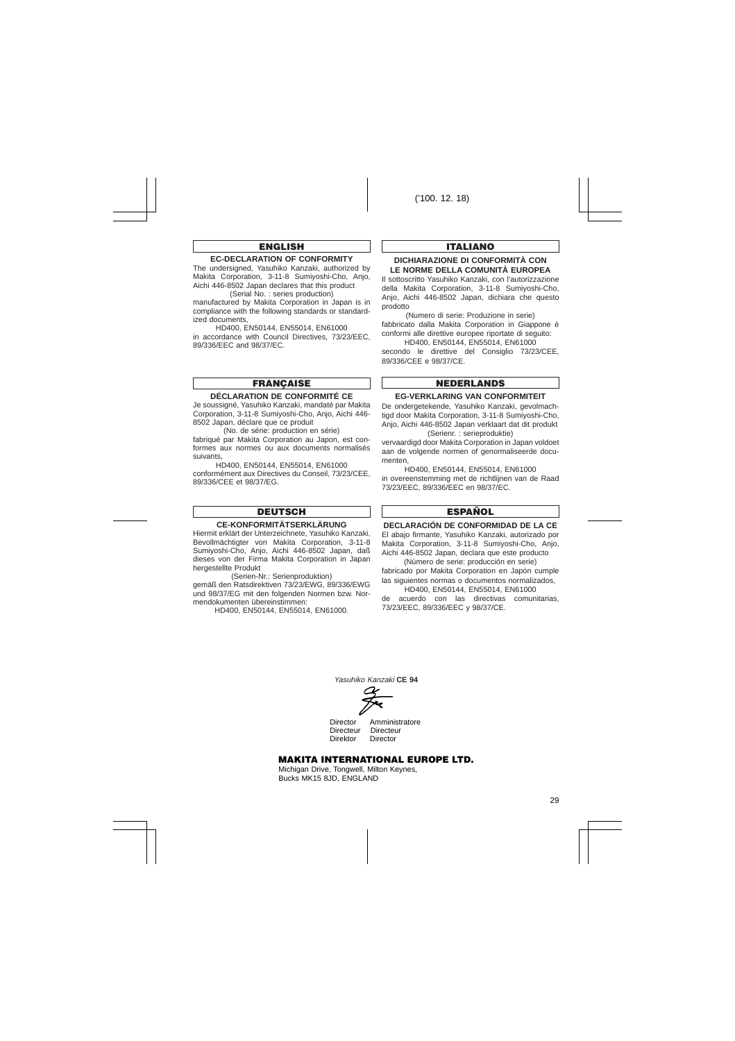('100. 12. 18)

## ENGLISH

### EC-DECLARATION OF CONFORMITY

The undersigned, Yasuhiko Kanzaki, authorized by Makita Corporation, 3-11-8 Sumiyoshi-Cho, Anjo, Aichi 446-8502 Japan declares that this product

(Serial No. : series production)

manufactured by Makita Corporation in Japan is in compliance with the following standards or standardized documents,

HD400, EN50144, EN55014, EN61000

in accordance with Council Directives, 73/23/EEC, 89/336/EEC and 98/37/EC.

## FRANÇAISE

### DÉCLARATION DE CONFORMITÉ CE

Je soussigné, Yasuhiko Kanzaki, mandaté par Makita Corporation, 3-11-8 Sumiyoshi-Cho, Anjo, Aichi 446-8502 Japan, déclare que ce produit

(No. de série: production en série)

fabriqué par Makita Corporation au Japon, est conformes aux normes ou aux documents normalisés suivants,

HD400, EN50144, EN55014, EN61000

conformément aux Directives du Conseil, 73/23/CEE, 89/336/CEE et 98/37/EG.

## DEUTSCH

### CE-KONFORMITÄTSERKLÄRUNG

Hiermit erklärt der Unterzeichnete, Yasuhiko Kanzaki, Bevollmächtigter von Makita Corporation, 3-11-8 Sumiyoshi-Cho, Anjo, Aichi 446-8502 Japan, daß dieses von der Firma Makita Corporation in Japan hergestellte Produkt

(Serien-Nr.: Serienproduktion)

gemäß den Ratsdirektiven 73/23/EWG, 89/336/EWG und 98/37/EG mit den folgenden Normen bzw. Normendokumenten übereinstimmen:

HD400, EN50144, EN55014, EN61000.

## ITALIANO

### DICHIARAZIONE DI CONFORMITÀ CON LE NORME DELLA COMUNITÀ EUROPEA

Il sottoscritto Yasuhiko Kanzaki, con l'autorizzazione della Makita Corporation, 3-11-8 Sumiyoshi-Cho, Anjo, Aichi 446-8502 Japan, dichiara che questo prodotto

(Numero di serie: Produzione in serie)

fabbricato dalla Makita Corporation in Giappone è conformi alle direttive europee riportate di seguito:

HD400, EN50144, EN55014, EN61000

secondo le direttive del Consiglio 73/23/CEE, 89/336/CEE e 98/37/CE.

## NEDERLANDS

### EG-VERKLARING VAN CONFORMITEIT

De ondergetekende, Yasuhiko Kanzaki, gevolmachtigd door Makita Corporation, 3-11-8 Sumiyoshi-Cho, Anjo, Aichi 446-8502 Japan verklaart dat dit produkt

(Serienr. : serieproduktie)

vervaardigd door Makita Corporation in Japan voldoet aan de volgende normen of genormaliseerde documenten,

HD400, EN50144, EN55014, EN61000

in overeenstemming met de richtlijnen van de Raad 73/23/EEC, 89/336/EEC en 98/37/EC.

## ESPAÑOL

### DECLARACIÓN DE CONFORMIDAD DE LA CE

El abajo firmante, Yasuhiko Kanzaki, autorizado por Makita Corporation, 3-11-8 Sumiyoshi-Cho, Anjo, Aichi 446-8502 Japan, declara que este producto

(Número de serie: producción en serie)

fabricado por Makita Corporation en Japón cumple las siguientes normas o documentos normalizados,

HD400, EN50144, EN55014, EN61000

de acuerdo con las directivas comunitarias, 73/23/EEC, 89/336/EEC y 98/37/CE.

*Yasuhiko Kanzaki* **CE 94**

Director Amministratore
Directeur Directeur
Direktor Director

**MAKITA INTERNATIONAL EUROPE LTD.**

Michigan Drive, Tongwell, Milton Keynes,
Bucks MK15 8JD, ENGLAND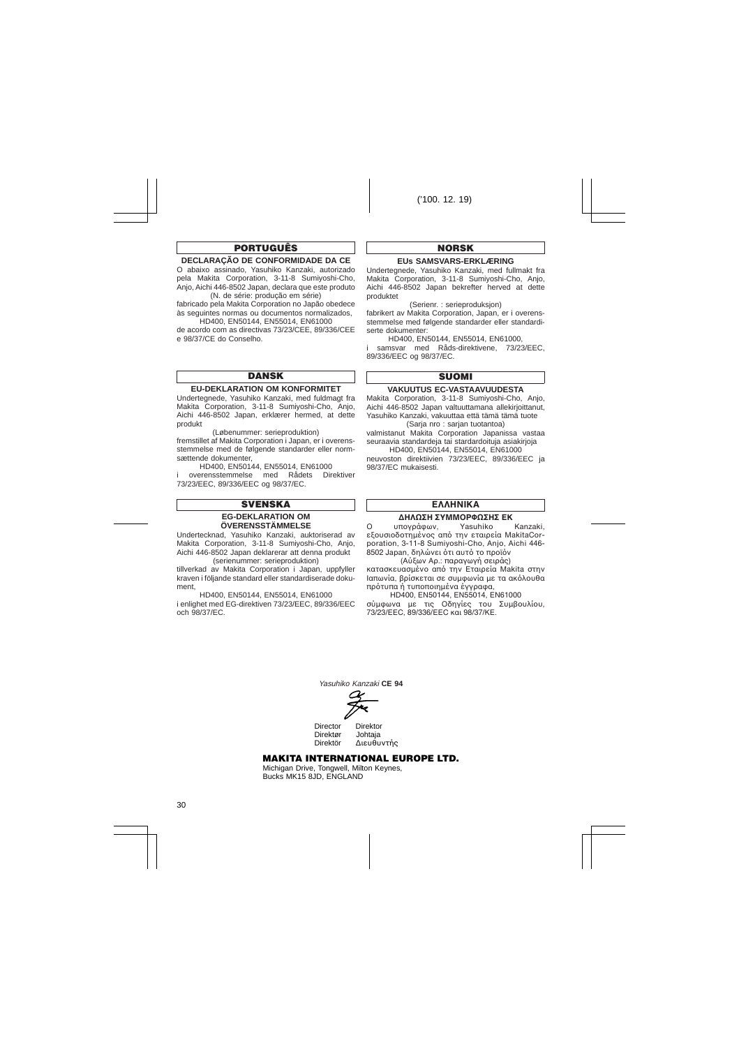('100. 12. 19)

## PORTUGUÊS

**DECLARAÇÃO DE CONFORMIDADE DA CE**

O abaixo assinado, Yasuhiko Kanzaki, autorizado pela Makita Corporation, 3-11-8 Sumiyoshi-Cho, Anjo, Aichi 446-8502 Japan, declara que este produto

(N. de série: produção em série)

fabricado pela Makita Corporation no Japão obedece às seguintes normas ou documentos normalizados,

HD400, EN50144, EN55014, EN61000

de acordo com as directivas 73/23/CEE, 89/336/CEE e 98/37/CE do Conselho.

## NORSK

**EUs SAMSVARS-ERKLÆRING**

Undertegnede, Yasuhiko Kanzaki, med fullmakt fra Makita Corporation, 3-11-8 Sumiyoshi-Cho, Anjo, Aichi 446-8502 Japan bekrefter herved at dette produktet

(Serienr. : serieproduksjon)

fabrikert av Makita Corporation, Japan, er i overensstemmelse med følgende standarder eller standardiserte dokumenter:

HD400, EN50144, EN55014, EN61000,

i samsvar med Råds-direktivene, 73/23/EEC, 89/336/EEC og 98/37/EC.

## DANSK

**EU-DEKLARATION OM KONFORMITET**

Undertegnede, Yasuhiko Kanzaki, med fuldmagt fra Makita Corporation, 3-11-8 Sumiyoshi-Cho, Anjo, Aichi 446-8502 Japan, erklærer hermed, at dette produkt

(Løbenummer: serieproduktion)

fremstillet af Makita Corporation i Japan, er i overensstemmelse med de følgende standarder eller normsættende dokumenter,

HD400, EN50144, EN55014, EN61000

i overensstemmelse med Rådets Direktiver 73/23/EEC, 89/336/EEC og 98/37/EC.

## SUOMI

**VAKUUTUS EC-VASTAAVUUDESTA**

Makita Corporation, 3-11-8 Sumiyoshi-Cho, Anjo, Aichi 446-8502 Japan valtuuttamana allekirjoittanut, Yasuhiko Kanzaki, vakuuttaa että tämä tämä tuote

(Sarja nro : sarjan tuotantoa)

valmistanut Makita Corporation Japanissa vastaa seuraavia standardeja tai stardardoituja asiakirjoja

HD400, EN50144, EN55014, EN61000

neuvoston direktiivien 73/23/EEC, 89/336/EEC ja 98/37/EC mukaisesti.

## SVENSKA

**EG-DEKLARATION OM ÖVERENSSTÄMMELSE**

Undertecknad, Yasuhiko Kanzaki, auktoriserad av Makita Corporation, 3-11-8 Sumiyoshi-Cho, Anjo, Aichi 446-8502 Japan deklarerar att denna produkt

(serienummer: serieproduktion)

tillverkad av Makita Corporation i Japan, uppfyller kraven i följande standard eller standardiserade dokument,

HD400, EN50144, EN55014, EN61000

i enlighet med EG-direktiven 73/23/EEC, 89/336/EEC och 98/37/EC.

## ΕΛΛΗΝΙΚΑ

**ΔΗΛΩΣΗ ΣΥΜΜΟΡΦΩΣΗΣ ΕΚ**

Ο υπογράφων, Yasuhiko Kanzaki, εξουσιοδοτημένος από την εταιρεία MakitaCorporation, 3-11-8 Sumiyoshi-Cho, Anjo, Aichi 446-8502 Japan, δηλώνει ότι αυτό το προϊόν

(Αύξων Αρ.: παραγωγή σειράς)

κατασκευασμένο από την Εταιρεία Makita στην Ιαπωνία, βρίσκεται σε συμφωνία με τα ακόλουθα πρότυπα ή τυποποιημένα έγγραφα,

HD400, EN50144, EN55014, EN61000

σύμφωνα με τις Οδηγίες του Συμβουλίου, 73/23/EEC, 89/336/EEC και 98/37/ΚΕ.

*Yasuhiko Kanzaki* **CE 94**

Director　Direktor
Direktør　Johtaja
Direktör　Διευθυντής

**MAKITA INTERNATIONAL EUROPE LTD.**

Michigan Drive, Tongwell, Milton Keynes,
Bucks MK15 8JD, ENGLAND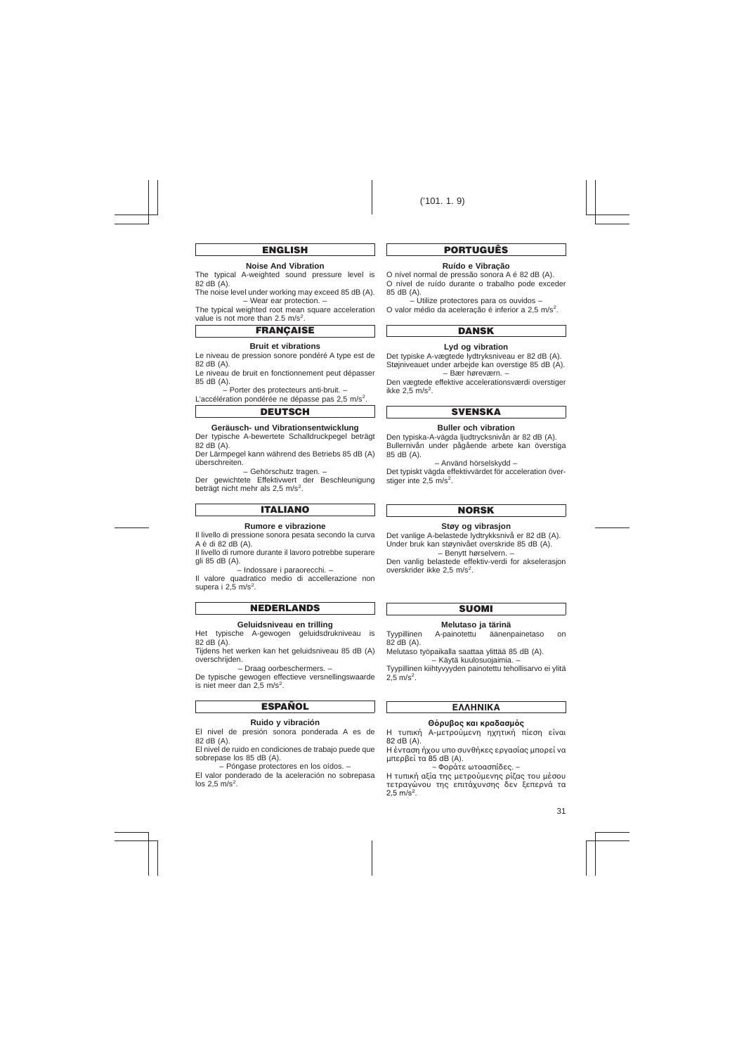('101. 1. 9)

## ENGLISH

### Noise And Vibration

The typical A-weighted sound pressure level is 82 dB (A).

The noise level under working may exceed 85 dB (A).

– Wear ear protection. –

The typical weighted root mean square acceleration value is not more than 2.5 $m/s^2$.

## FRANÇAISE

### Bruit et vibrations

Le niveau de pression sonore pondéré A type est de 82 dB (A).

Le niveau de bruit en fonctionnement peut dépasser 85 dB (A).

– Porter des protecteurs anti-bruit. –

L'accélération pondérée ne dépasse pas 2,5 $m/s^2$.

## DEUTSCH

### Geräusch- und Vibrationsentwicklung

Der typische A-bewertete Schalldruckpegel beträgt 82 dB (A).

Der Lärmpegel kann während des Betriebs 85 dB (A) überschreiten.

– Gehörschutz tragen. –

Der gewichtete Effektivwert der Beschleunigung beträgt nicht mehr als 2,5 $m/s^2$.

## ITALIANO

### Rumore e vibrazione

Il livello di pressione sonora pesata secondo la curva A è di 82 dB (A).

Il livello di rumore durante il lavoro potrebbe superare gli 85 dB (A).

– Indossare i paraorecchi. –

Il valore quadratico medio di accellerazione non supera i 2,5 $m/s^2$.

## NEDERLANDS

### Geluidsniveau en trilling

Het typische A-gewogen geluidsdrukniveau is 82 dB (A).

Tijdens het werken kan het geluidsniveau 85 dB (A) overschrijden.

– Draag oorbeschermers. –

De typische gewogen effectieve versnellingswaarde is niet meer dan 2,5 $m/s^2$.

## ESPAÑOL

### Ruido y vibración

El nivel de presión sonora ponderada A es de 82 dB (A).

El nivel de ruido en condiciones de trabajo puede que sobrepase los 85 dB (A).

– Póngase protectores en los oídos. –

El valor ponderado de la aceleración no sobrepasa los 2,5 $m/s^2$.

## PORTUGUÊS

### Ruído e Vibração

O nível normal de pressão sonora A é 82 dB (A).

O nível de ruído durante o trabalho pode exceder 85 dB (A).

– Utilize protectores para os ouvidos –

O valor médio da aceleração é inferior a 2,5 $m/s^2$.

## DANSK

### Lyd og vibration

Det typiske A-vægtede lydtryksniveau er 82 dB (A).

Støjniveauet under arbejde kan overstige 85 dB (A).

– Bær høreværn. –

Den vægtede effektive accelerationsværdi overstiger ikke 2,5 $m/s^2$.

## SVENSKA

### Buller och vibration

Den typiska-A-vägda ljudtrycksnivån är 82 dB (A).

Bullernivån under pågående arbete kan överstiga 85 dB (A).

– Använd hörselskydd –

Det typiskt vägda effektivvärdet för acceleration överstiger inte 2,5 $m/s^2$.

## NORSK

### Støy og vibrasjon

Det vanlige A-belastede lydtrykksnivå er 82 dB (A).

Under bruk kan støynivået overskride 85 dB (A).

– Benytt hørselvern. –

Den vanlig belastede effektiv-verdi for akselerasjon overskrider ikke 2,5 $m/s^2$.

## SUOMI

### Melutaso ja tärinä

Tyypillinen A-painotettu äänenpainetaso on 82 dB (A).

Melutaso työpaikalla saattaa ylittää 85 dB (A).

– Käytä kuulosuojaimia. –

Tyypillinen kiihtyvyyden painotettu tehollisarvo ei ylitä 2,5 $m/s^2$.

## ΕΛΛΗΝΙΚΑ

### Θόρυβος και κραδασμός

Η τυπική Α-μετρούμενη ηχητική πίεση είναι 82 dB (A).

Η ένταση ήχου υπο συνθήκες εργασίας μπορεί να μπερβεί τα 85 dB (A).

– Φοράτε ωτοασπίδες. –

Η τυπική αξία της μετρούμενης ρίζας του μέσου τετραγώνου της επιτάχυνσης δεν ξεπερνά τα 2,5 $m/s^2$.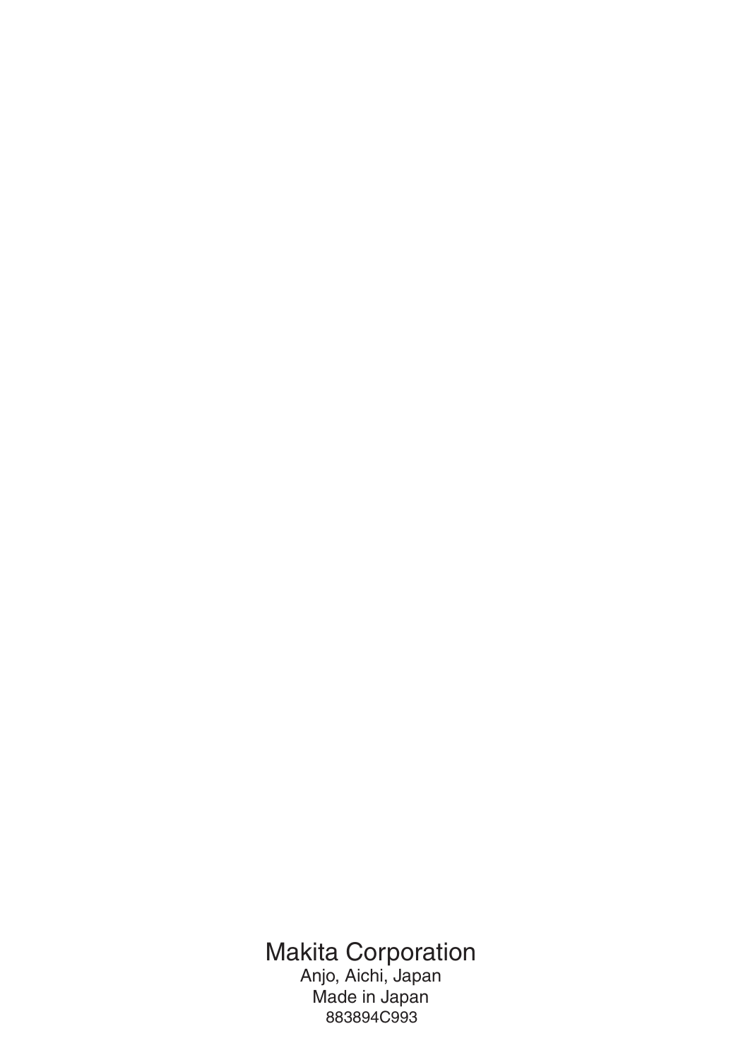Makita Corporation

Anjo, Aichi, Japan

Made in Japan

883894C993